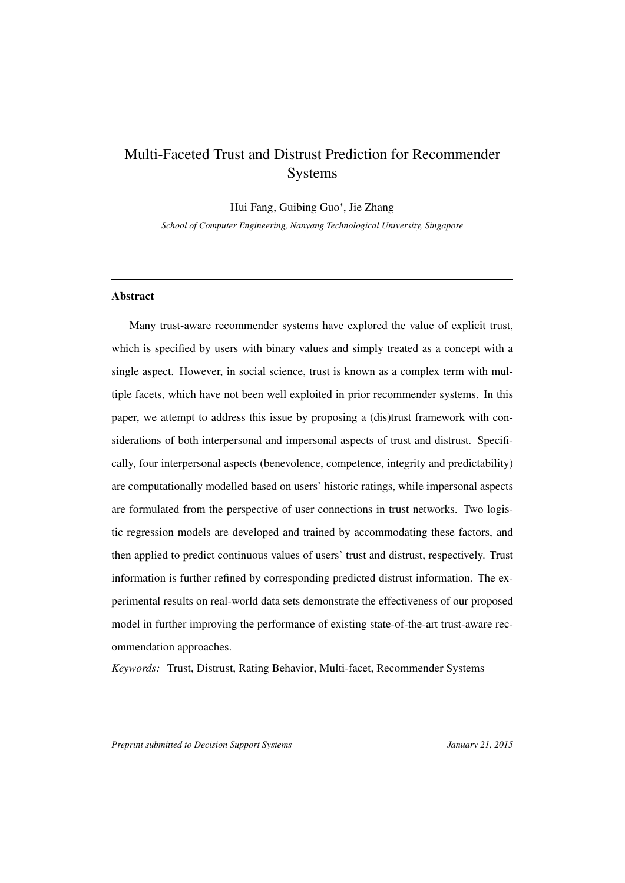# Multi-Faceted Trust and Distrust Prediction for Recommender Systems

Hui Fang, Guibing Guo*, Jie Zhang

*School of Computer Engineering, Nanyang Technological University, Singapore*

---

## Abstract

Many trust-aware recommender systems have explored the value of explicit trust, which is specified by users with binary values and simply treated as a concept with a single aspect. However, in social science, trust is known as a complex term with multiple facets, which have not been well exploited in prior recommender systems. In this paper, we attempt to address this issue by proposing a (dis)trust framework with considerations of both interpersonal and impersonal aspects of trust and distrust. Specifically, four interpersonal aspects (benevolence, competence, integrity and predictability) are computationally modelled based on users' historic ratings, while impersonal aspects are formulated from the perspective of user connections in trust networks. Two logistic regression models are developed and trained by accommodating these factors, and then applied to predict continuous values of users' trust and distrust, respectively. Trust information is further refined by corresponding predicted distrust information. The experimental results on real-world data sets demonstrate the effectiveness of our proposed model in further improving the performance of existing state-of-the-art trust-aware recommendation approaches.

*Keywords:* Trust, Distrust, Rating Behavior, Multi-facet, Recommender Systems

---

*Preprint submitted to Decision Support Systems* *January 21, 2015*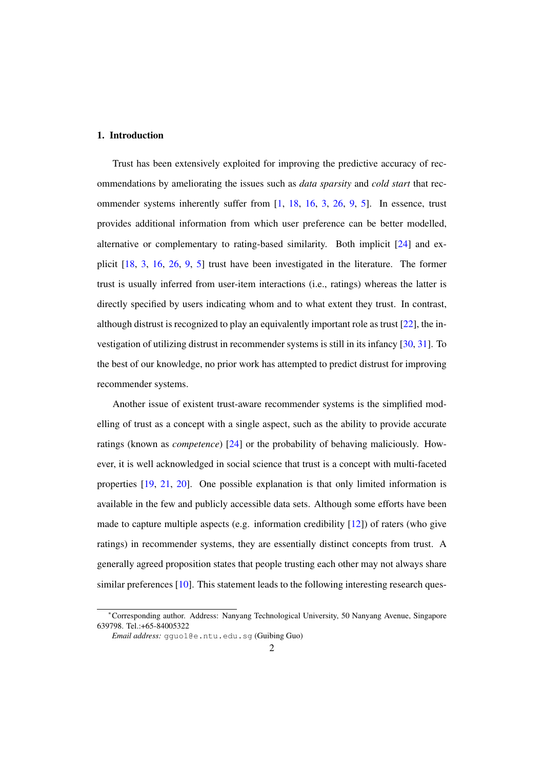## 1. Introduction

Trust has been extensively exploited for improving the predictive accuracy of recommendations by ameliorating the issues such as *data sparsity* and *cold start* that recommender systems inherently suffer from [1, 18, 16, 3, 26, 9, 5]. In essence, trust provides additional information from which user preference can be better modelled, alternative or complementary to rating-based similarity. Both implicit [24] and explicit [18, 3, 16, 26, 9, 5] trust have been investigated in the literature. The former trust is usually inferred from user-item interactions (i.e., ratings) whereas the latter is directly specified by users indicating whom and to what extent they trust. In contrast, although distrust is recognized to play an equivalently important role as trust [22], the investigation of utilizing distrust in recommender systems is still in its infancy [30, 31]. To the best of our knowledge, no prior work has attempted to predict distrust for improving recommender systems.

Another issue of existent trust-aware recommender systems is the simplified modelling of trust as a concept with a single aspect, such as the ability to provide accurate ratings (known as *competence*) [24] or the probability of behaving maliciously. However, it is well acknowledged in social science that trust is a concept with multi-faceted properties [19, 21, 20]. One possible explanation is that only limited information is available in the few and publicly accessible data sets. Although some efforts have been made to capture multiple aspects (e.g. information credibility [12]) of raters (who give ratings) in recommender systems, they are essentially distinct concepts from trust. A generally agreed proposition states that people trusting each other may not always share similar preferences [10]. This statement leads to the following interesting research ques-

*Corresponding author. Address: Nanyang Technological University, 50 Nanyang Avenue, Singapore 639798. Tel.:+65-84005322

*Email address:* gguo1@e.ntu.edu.sg (Guibing Guo)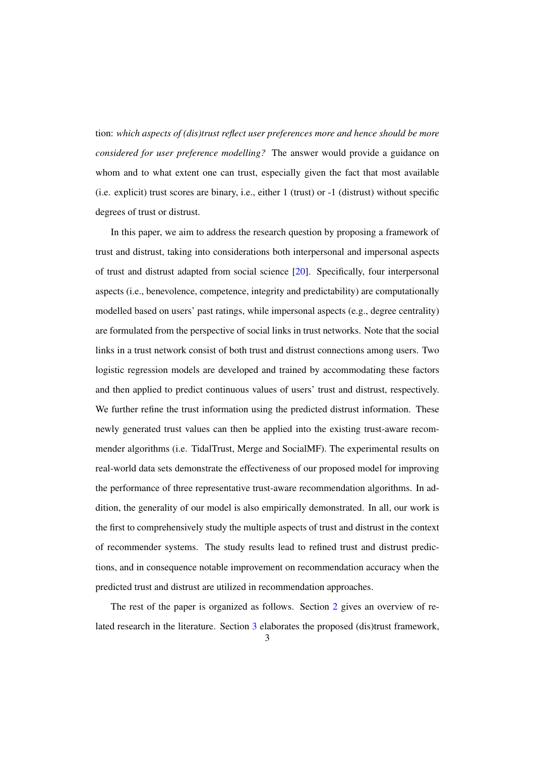tion: *which aspects of (dis)trust reflect user preferences more and hence should be more considered for user preference modelling?* The answer would provide a guidance on whom and to what extent one can trust, especially given the fact that most available (i.e. explicit) trust scores are binary, i.e., either 1 (trust) or -1 (distrust) without specific degrees of trust or distrust.

In this paper, we aim to address the research question by proposing a framework of trust and distrust, taking into considerations both interpersonal and impersonal aspects of trust and distrust adapted from social science [20]. Specifically, four interpersonal aspects (i.e., benevolence, competence, integrity and predictability) are computationally modelled based on users' past ratings, while impersonal aspects (e.g., degree centrality) are formulated from the perspective of social links in trust networks. Note that the social links in a trust network consist of both trust and distrust connections among users. Two logistic regression models are developed and trained by accommodating these factors and then applied to predict continuous values of users' trust and distrust, respectively. We further refine the trust information using the predicted distrust information. These newly generated trust values can then be applied into the existing trust-aware recommender algorithms (i.e. TidalTrust, Merge and SocialMF). The experimental results on real-world data sets demonstrate the effectiveness of our proposed model for improving the performance of three representative trust-aware recommendation algorithms. In addition, the generality of our model is also empirically demonstrated. In all, our work is the first to comprehensively study the multiple aspects of trust and distrust in the context of recommender systems. The study results lead to refined trust and distrust predictions, and in consequence notable improvement on recommendation accuracy when the predicted trust and distrust are utilized in recommendation approaches.

The rest of the paper is organized as follows. Section 2 gives an overview of related research in the literature. Section 3 elaborates the proposed (dis)trust framework,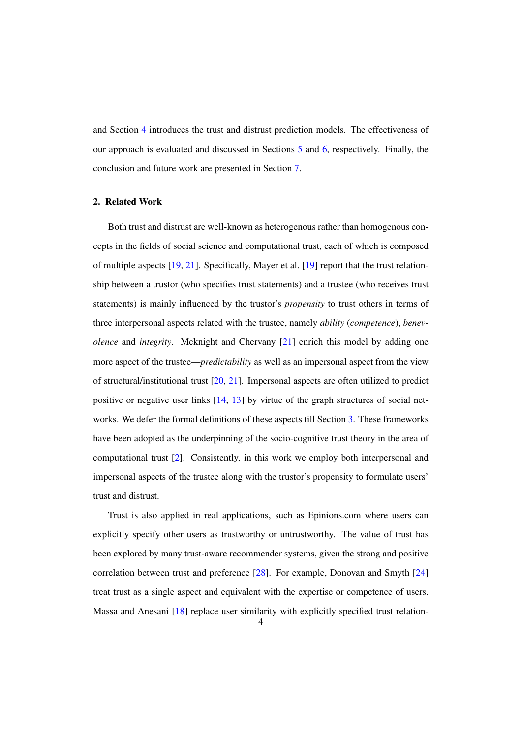and Section 4 introduces the trust and distrust prediction models. The effectiveness of our approach is evaluated and discussed in Sections 5 and 6, respectively. Finally, the conclusion and future work are presented in Section 7.

## 2. Related Work

Both trust and distrust are well-known as heterogenous rather than homogenous concepts in the fields of social science and computational trust, each of which is composed of multiple aspects [19, 21]. Specifically, Mayer et al. [19] report that the trust relationship between a trustor (who specifies trust statements) and a trustee (who receives trust statements) is mainly influenced by the trustor's *propensity* to trust others in terms of three interpersonal aspects related with the trustee, namely *ability* (*competence*), *benevolence* and *integrity*. Mcknight and Chervany [21] enrich this model by adding one more aspect of the trustee—*predictability* as well as an impersonal aspect from the view of structural/institutional trust [20, 21]. Impersonal aspects are often utilized to predict positive or negative user links [14, 13] by virtue of the graph structures of social networks. We defer the formal definitions of these aspects till Section 3. These frameworks have been adopted as the underpinning of the socio-cognitive trust theory in the area of computational trust [2]. Consistently, in this work we employ both interpersonal and impersonal aspects of the trustee along with the trustor's propensity to formulate users' trust and distrust.

Trust is also applied in real applications, such as Epinions.com where users can explicitly specify other users as trustworthy or untrustworthy. The value of trust has been explored by many trust-aware recommender systems, given the strong and positive correlation between trust and preference [28]. For example, Donovan and Smyth [24] treat trust as a single aspect and equivalent with the expertise or competence of users. Massa and Anesani [18] replace user similarity with explicitly specified trust relation-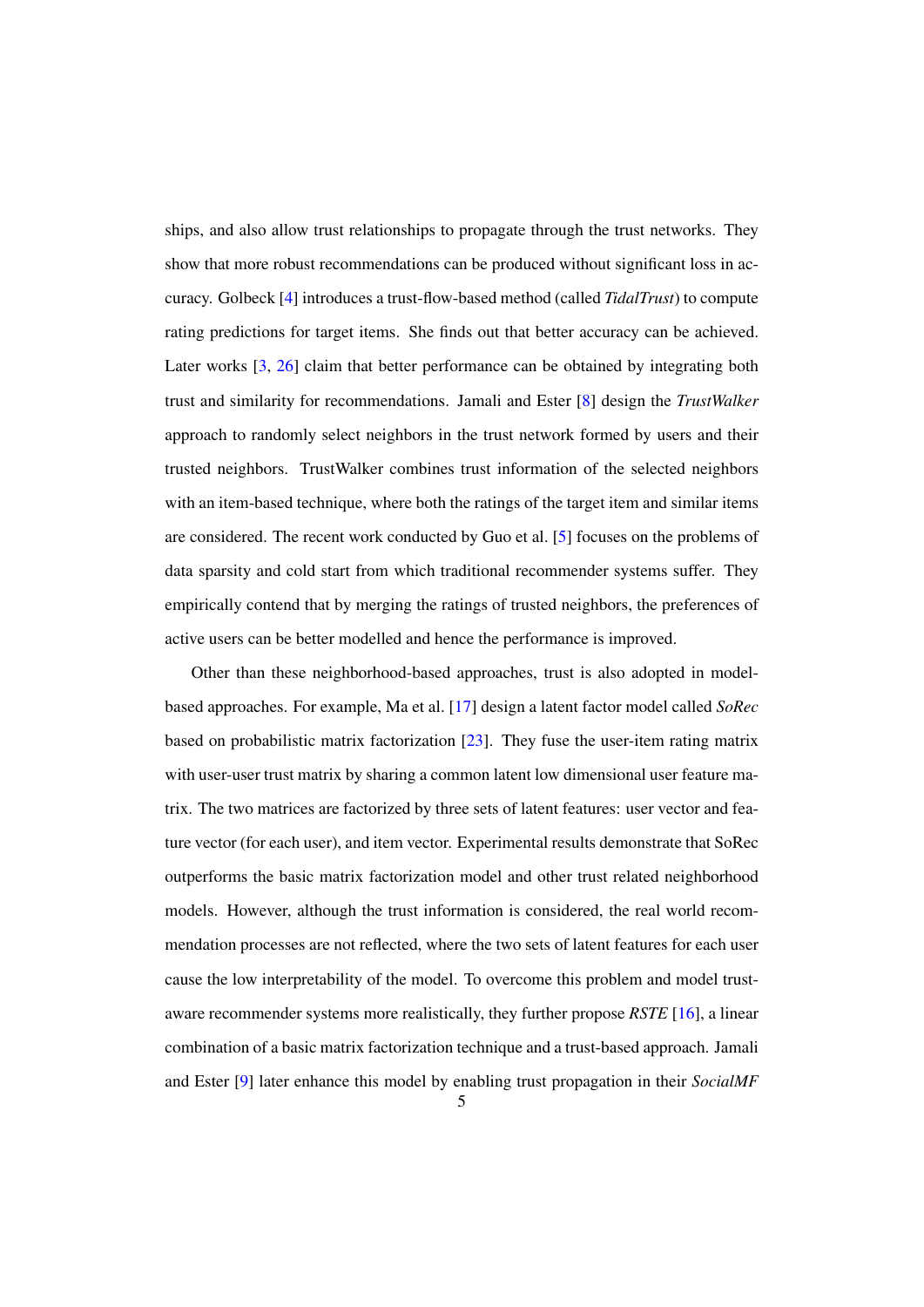ships, and also allow trust relationships to propagate through the trust networks. They show that more robust recommendations can be produced without significant loss in accuracy. Golbeck [4] introduces a trust-flow-based method (called *TidalTrust*) to compute rating predictions for target items. She finds out that better accuracy can be achieved. Later works [3, 26] claim that better performance can be obtained by integrating both trust and similarity for recommendations. Jamali and Ester [8] design the *TrustWalker* approach to randomly select neighbors in the trust network formed by users and their trusted neighbors. TrustWalker combines trust information of the selected neighbors with an item-based technique, where both the ratings of the target item and similar items are considered. The recent work conducted by Guo et al. [5] focuses on the problems of data sparsity and cold start from which traditional recommender systems suffer. They empirically contend that by merging the ratings of trusted neighbors, the preferences of active users can be better modelled and hence the performance is improved.

Other than these neighborhood-based approaches, trust is also adopted in model-based approaches. For example, Ma et al. [17] design a latent factor model called *SoRec* based on probabilistic matrix factorization [23]. They fuse the user-item rating matrix with user-user trust matrix by sharing a common latent low dimensional user feature matrix. The two matrices are factorized by three sets of latent features: user vector and feature vector (for each user), and item vector. Experimental results demonstrate that SoRec outperforms the basic matrix factorization model and other trust related neighborhood models. However, although the trust information is considered, the real world recommendation processes are not reflected, where the two sets of latent features for each user cause the low interpretability of the model. To overcome this problem and model trust-aware recommender systems more realistically, they further propose *RSTE* [16], a linear combination of a basic matrix factorization technique and a trust-based approach. Jamali and Ester [9] later enhance this model by enabling trust propagation in their *SocialMF*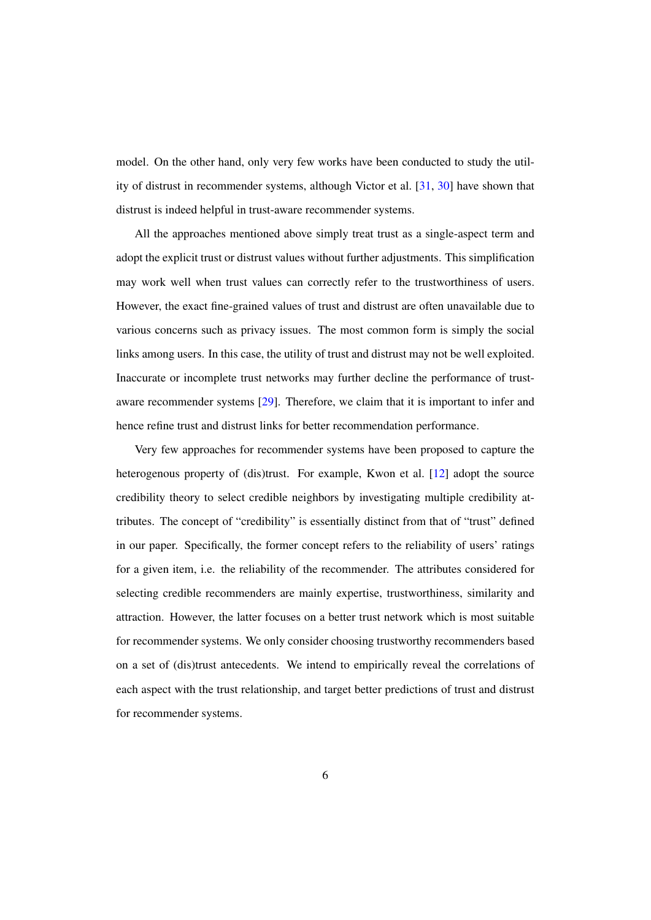model. On the other hand, only very few works have been conducted to study the utility of distrust in recommender systems, although Victor et al. [31, 30] have shown that distrust is indeed helpful in trust-aware recommender systems.

All the approaches mentioned above simply treat trust as a single-aspect term and adopt the explicit trust or distrust values without further adjustments. This simplification may work well when trust values can correctly refer to the trustworthiness of users. However, the exact fine-grained values of trust and distrust are often unavailable due to various concerns such as privacy issues. The most common form is simply the social links among users. In this case, the utility of trust and distrust may not be well exploited. Inaccurate or incomplete trust networks may further decline the performance of trust-aware recommender systems [29]. Therefore, we claim that it is important to infer and hence refine trust and distrust links for better recommendation performance.

Very few approaches for recommender systems have been proposed to capture the heterogenous property of (dis)trust. For example, Kwon et al. [12] adopt the source credibility theory to select credible neighbors by investigating multiple credibility attributes. The concept of "credibility" is essentially distinct from that of "trust" defined in our paper. Specifically, the former concept refers to the reliability of users' ratings for a given item, i.e. the reliability of the recommender. The attributes considered for selecting credible recommenders are mainly expertise, trustworthiness, similarity and attraction. However, the latter focuses on a better trust network which is most suitable for recommender systems. We only consider choosing trustworthy recommenders based on a set of (dis)trust antecedents. We intend to empirically reveal the correlations of each aspect with the trust relationship, and target better predictions of trust and distrust for recommender systems.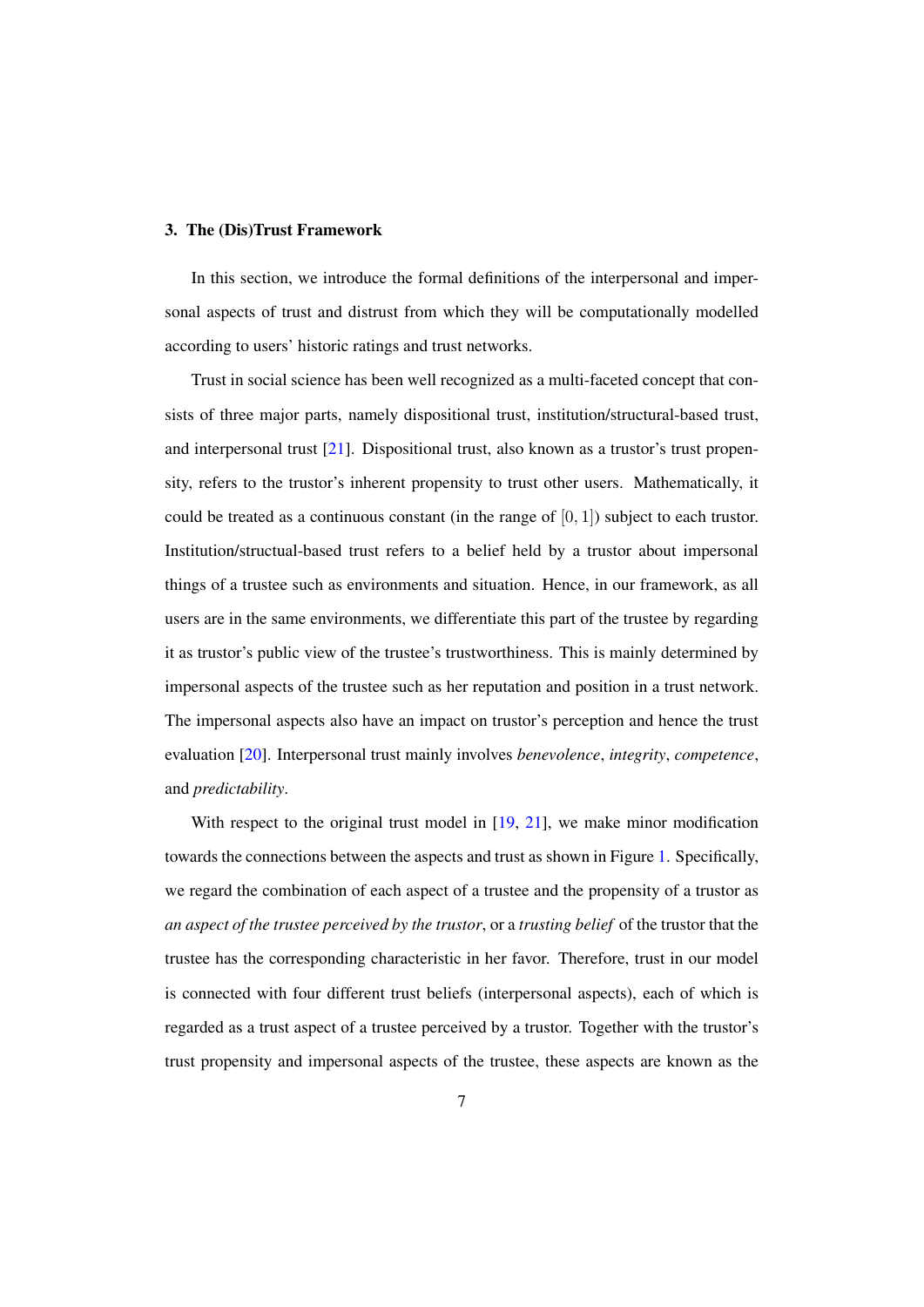## 3. The (Dis)Trust Framework

In this section, we introduce the formal definitions of the interpersonal and impersonal aspects of trust and distrust from which they will be computationally modelled according to users' historic ratings and trust networks.

Trust in social science has been well recognized as a multi-faceted concept that consists of three major parts, namely dispositional trust, institution/structural-based trust, and interpersonal trust [21]. Dispositional trust, also known as a trustor's trust propensity, refers to the trustor's inherent propensity to trust other users. Mathematically, it could be treated as a continuous constant (in the range of $[0, 1]$) subject to each trustor. Institution/structual-based trust refers to a belief held by a trustor about impersonal things of a trustee such as environments and situation. Hence, in our framework, as all users are in the same environments, we differentiate this part of the trustee by regarding it as trustor's public view of the trustee's trustworthiness. This is mainly determined by impersonal aspects of the trustee such as her reputation and position in a trust network. The impersonal aspects also have an impact on trustor's perception and hence the trust evaluation [20]. Interpersonal trust mainly involves *benevolence*, *integrity*, *competence*, and *predictability*.

With respect to the original trust model in [19, 21], we make minor modification towards the connections between the aspects and trust as shown in Figure 1. Specifically, we regard the combination of each aspect of a trustee and the propensity of a trustor as *an aspect of the trustee perceived by the trustor*, or a *trusting belief* of the trustor that the trustee has the corresponding characteristic in her favor. Therefore, trust in our model is connected with four different trust beliefs (interpersonal aspects), each of which is regarded as a trust aspect of a trustee perceived by a trustor. Together with the trustor's trust propensity and impersonal aspects of the trustee, these aspects are known as the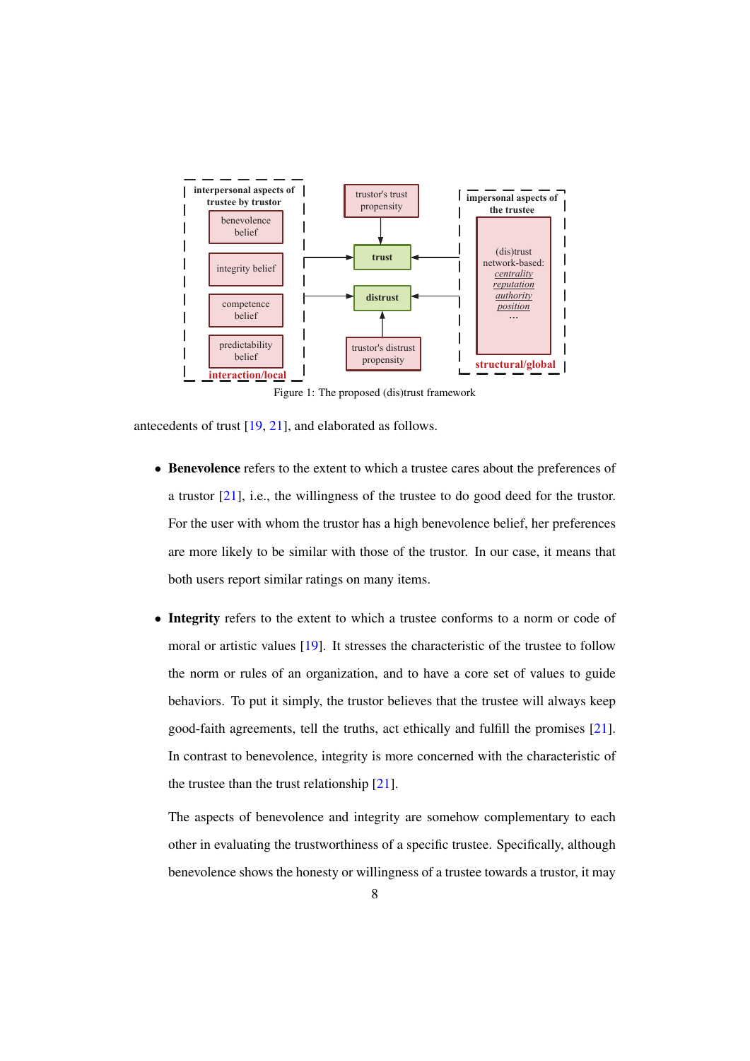Figure 1: The proposed (dis)trust framework

antecedents of trust [19, 21], and elaborated as follows.

- **Benevolence** refers to the extent to which a trustee cares about the preferences of a trustor [21], i.e., the willingness of the trustee to do good deed for the trustor. For the user with whom the trustor has a high benevolence belief, her preferences are more likely to be similar with those of the trustor. In our case, it means that both users report similar ratings on many items.

- **Integrity** refers to the extent to which a trustee conforms to a norm or code of moral or artistic values [19]. It stresses the characteristic of the trustee to follow the norm or rules of an organization, and to have a core set of values to guide behaviors. To put it simply, the trustor believes that the trustee will always keep good-faith agreements, tell the truths, act ethically and fulfill the promises [21]. In contrast to benevolence, integrity is more concerned with the characteristic of the trustee than the trust relationship [21].

  The aspects of benevolence and integrity are somehow complementary to each other in evaluating the trustworthiness of a specific trustee. Specifically, although benevolence shows the honesty or willingness of a trustee towards a trustor, it may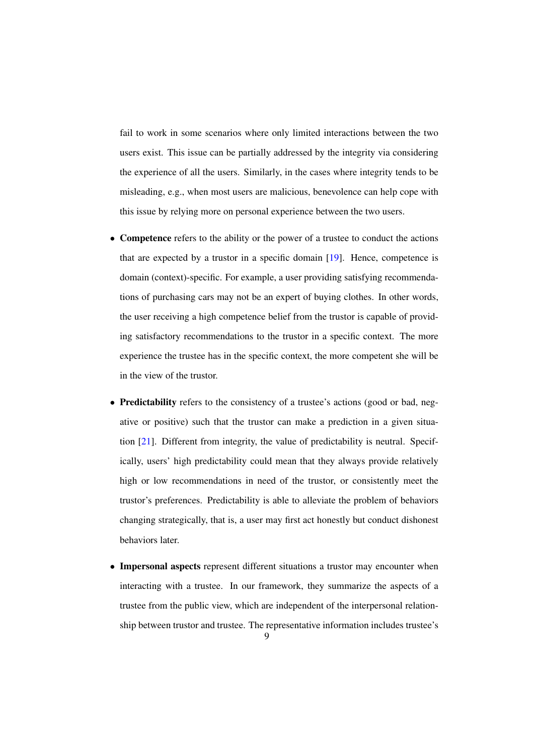fail to work in some scenarios where only limited interactions between the two users exist. This issue can be partially addressed by the integrity via considering the experience of all the users. Similarly, in the cases where integrity tends to be misleading, e.g., when most users are malicious, benevolence can help cope with this issue by relying more on personal experience between the two users.

- **Competence** refers to the ability or the power of a trustee to conduct the actions that are expected by a trustor in a specific domain [19]. Hence, competence is domain (context)-specific. For example, a user providing satisfying recommendations of purchasing cars may not be an expert of buying clothes. In other words, the user receiving a high competence belief from the trustor is capable of providing satisfactory recommendations to the trustor in a specific context. The more experience the trustee has in the specific context, the more competent she will be in the view of the trustor.

- **Predictability** refers to the consistency of a trustee's actions (good or bad, negative or positive) such that the trustor can make a prediction in a given situation [21]. Different from integrity, the value of predictability is neutral. Specifically, users' high predictability could mean that they always provide relatively high or low recommendations in need of the trustor, or consistently meet the trustor's preferences. Predictability is able to alleviate the problem of behaviors changing strategically, that is, a user may first act honestly but conduct dishonest behaviors later.

- **Impersonal aspects** represent different situations a trustor may encounter when interacting with a trustee. In our framework, they summarize the aspects of a trustee from the public view, which are independent of the interpersonal relationship between trustor and trustee. The representative information includes trustee's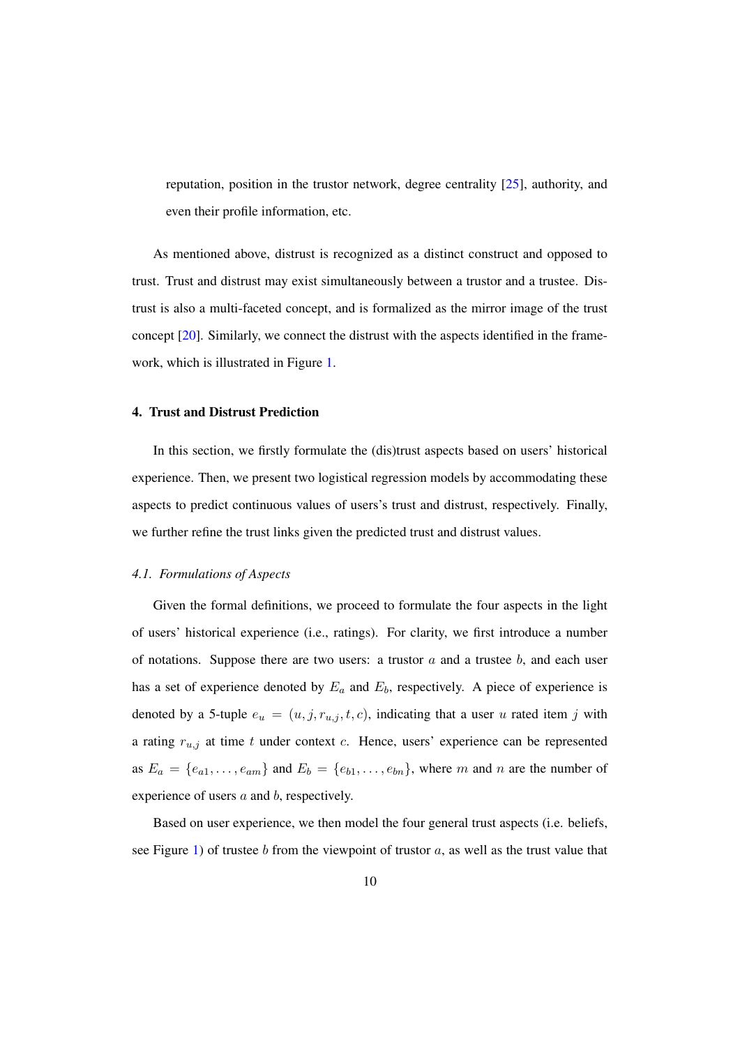reputation, position in the trustor network, degree centrality [25], authority, and even their profile information, etc.

As mentioned above, distrust is recognized as a distinct construct and opposed to trust. Trust and distrust may exist simultaneously between a trustor and a trustee. Distrust is also a multi-faceted concept, and is formalized as the mirror image of the trust concept [20]. Similarly, we connect the distrust with the aspects identified in the framework, which is illustrated in Figure 1.

## 4. Trust and Distrust Prediction

In this section, we firstly formulate the (dis)trust aspects based on users' historical experience. Then, we present two logistical regression models by accommodating these aspects to predict continuous values of users's trust and distrust, respectively. Finally, we further refine the trust links given the predicted trust and distrust values.

### *4.1. Formulations of Aspects*

Given the formal definitions, we proceed to formulate the four aspects in the light of users' historical experience (i.e., ratings). For clarity, we first introduce a number of notations. Suppose there are two users: a trustor $a$ and a trustee $b$, and each user has a set of experience denoted by $E_a$ and $E_b$, respectively. A piece of experience is denoted by a 5-tuple $e_u = (u, j, r_{u,j}, t, c)$, indicating that a user $u$ rated item $j$ with a rating $r_{u,j}$ at time $t$ under context $c$. Hence, users' experience can be represented as $E_a = \{e_{a1}, \ldots, e_{am}\}$ and $E_b = \{e_{b1}, \ldots, e_{bn}\}$, where $m$ and $n$ are the number of experience of users $a$ and $b$, respectively.

Based on user experience, we then model the four general trust aspects (i.e. beliefs, see Figure 1) of trustee $b$ from the viewpoint of trustor $a$, as well as the trust value that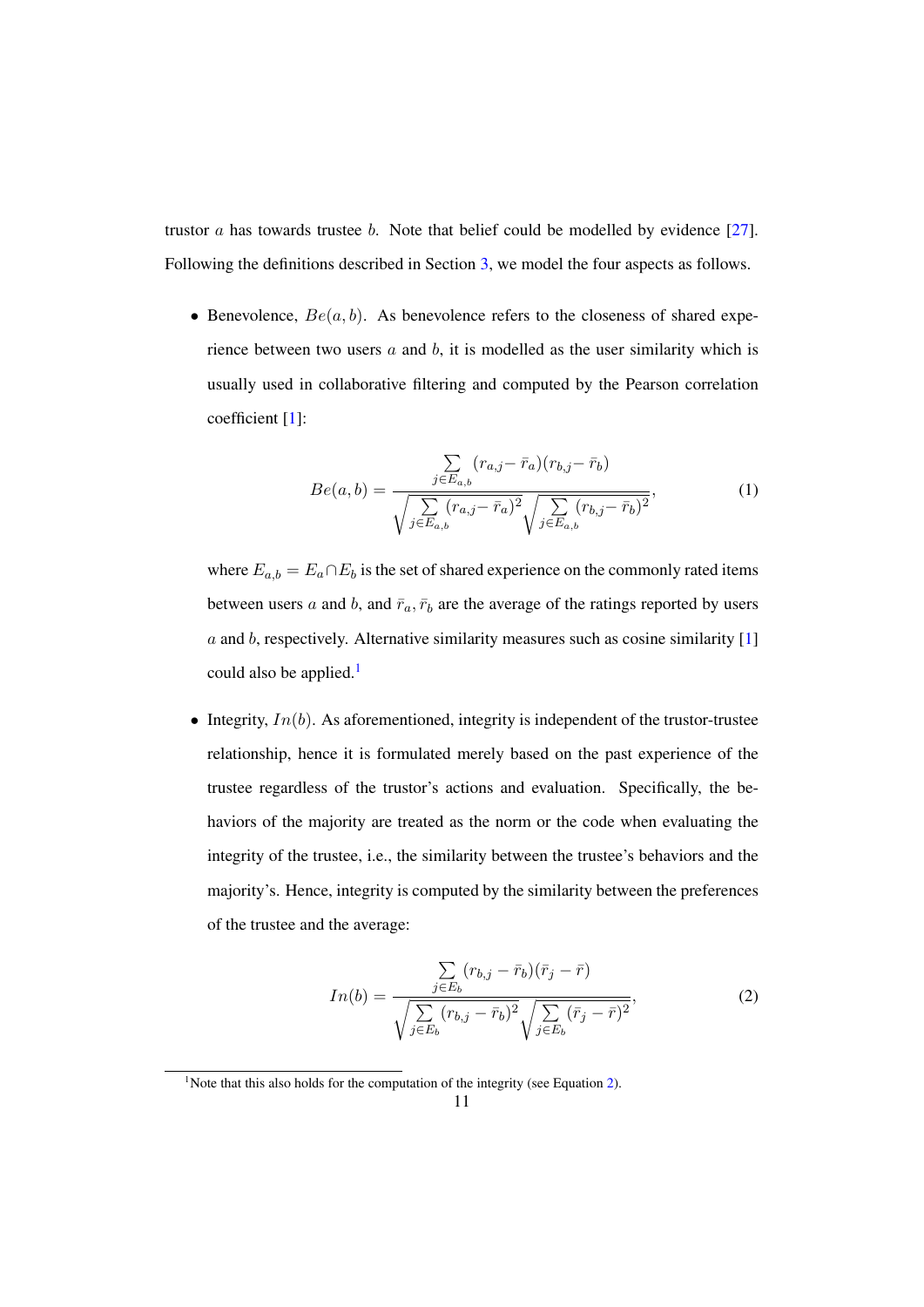trustor $a$ has towards trustee $b$. Note that belief could be modelled by evidence [27]. Following the definitions described in Section 3, we model the four aspects as follows.

- Benevolence, $Be(a, b)$. As benevolence refers to the closeness of shared experience between two users $a$ and $b$, it is modelled as the user similarity which is usually used in collaborative filtering and computed by the Pearson correlation coefficient [1]:

$$Be(a,b) = \frac{\sum_{j \in E_{a,b}} (r_{a,j} - \bar{r}_a)(r_{b,j} - \bar{r}_b)}{\sqrt{\sum_{j \in E_{a,b}} (r_{a,j} - \bar{r}_a)^2} \sqrt{\sum_{j \in E_{a,b}} (r_{b,j} - \bar{r}_b)^2}}, \tag{1}$$

  where $E_{a,b} = E_a \cap E_b$ is the set of shared experience on the commonly rated items between users $a$ and $b$, and $\bar{r}_a, \bar{r}_b$ are the average of the ratings reported by users $a$ and $b$, respectively. Alternative similarity measures such as cosine similarity [1] could also be applied.[1]

- Integrity, $In(b)$. As aforementioned, integrity is independent of the trustor-trustee relationship, hence it is formulated merely based on the past experience of the trustee regardless of the trustor's actions and evaluation. Specifically, the behaviors of the majority are treated as the norm or the code when evaluating the integrity of the trustee, i.e., the similarity between the trustee's behaviors and the majority's. Hence, integrity is computed by the similarity between the preferences of the trustee and the average:

$$In(b) = \frac{\sum_{j \in E_b} (r_{b,j} - \bar{r}_b)(\bar{r}_j - \bar{r})}{\sqrt{\sum_{j \in E_b} (r_{b,j} - \bar{r}_b)^2} \sqrt{\sum_{j \in E_b} (\bar{r}_j - \bar{r})^2}}, \tag{2}$$

[1] Note that this also holds for the computation of the integrity (see Equation 2).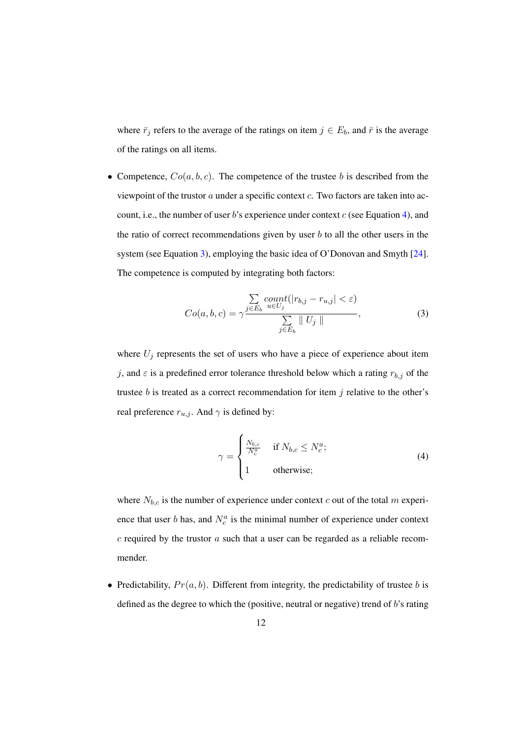where $\bar{r}_j$ refers to the average of the ratings on item $j \in E_b$, and $\bar{r}$ is the average of the ratings on all items.

- Competence, $Co(a, b, c)$. The competence of the trustee $b$ is described from the viewpoint of the trustor $a$ under a specific context $c$. Two factors are taken into account, i.e., the number of user $b$'s experience under context $c$ (see Equation 4), and the ratio of correct recommendations given by user $b$ to all the other users in the system (see Equation 3), employing the basic idea of O'Donovan and Smyth [24]. The competence is computed by integrating both factors:

$$Co(a, b, c) = \gamma \frac{\sum\limits_{j \in E_b} \underset{u \in U_j}{count}(|r_{b,j} - r_{u,j}| < \varepsilon)}{\sum\limits_{j \in E_b} \parallel U_j \parallel}, \tag{3}$$

where $U_j$ represents the set of users who have a piece of experience about item $j$, and $\varepsilon$ is a predefined error tolerance threshold below which a rating $r_{b,j}$ of the trustee $b$ is treated as a correct recommendation for item $j$ relative to the other's real preference $r_{u,j}$. And $\gamma$ is defined by:

$$\gamma = \begin{cases} \frac{N_{b,c}}{N_c^a} & \text{if } N_{b,c} \leq N_c^a; \\ 1 & \text{otherwise;} \end{cases} \tag{4}$$

where $N_{b,c}$ is the number of experience under context $c$ out of the total $m$ experience that user $b$ has, and $N_c^a$ is the minimal number of experience under context $c$ required by the trustor $a$ such that a user can be regarded as a reliable recommender.

- Predictability, $Pr(a, b)$. Different from integrity, the predictability of trustee $b$ is defined as the degree to which the (positive, neutral or negative) trend of $b$'s rating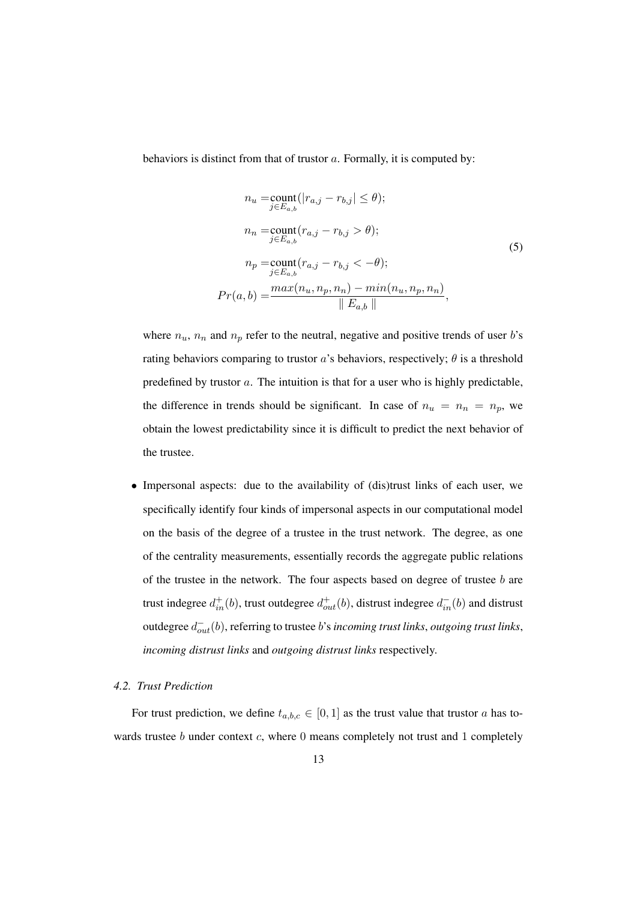behaviors is distinct from that of trustor $a$. Formally, it is computed by:

$$
\begin{aligned}
n_u =& \underset{j \in E_{a,b}}{\text{count}}(|r_{a,j} - r_{b,j}| \leq \theta); \\
n_n =& \underset{j \in E_{a,b}}{\text{count}}(r_{a,j} - r_{b,j} > \theta); \\
n_p =& \underset{j \in E_{a,b}}{\text{count}}(r_{a,j} - r_{b,j} < -\theta); \\
Pr(a,b) =& \frac{max(n_u, n_p, n_n) - min(n_u, n_p, n_n)}{\parallel E_{a,b} \parallel},
\end{aligned}
\tag{5}
$$

where $n_u$, $n_n$ and $n_p$ refer to the neutral, negative and positive trends of user $b$'s rating behaviors comparing to trustor $a$'s behaviors, respectively; $\theta$ is a threshold predefined by trustor $a$. The intuition is that for a user who is highly predictable, the difference in trends should be significant. In case of $n_u = n_n = n_p$, we obtain the lowest predictability since it is difficult to predict the next behavior of the trustee.

- Impersonal aspects: due to the availability of (dis)trust links of each user, we specifically identify four kinds of impersonal aspects in our computational model on the basis of the degree of a trustee in the trust network. The degree, as one of the centrality measurements, essentially records the aggregate public relations of the trustee in the network. The four aspects based on degree of trustee $b$ are trust indegree $d^+_{in}(b)$, trust outdegree $d^+_{out}(b)$, distrust indegree $d^-_{in}(b)$ and distrust outdegree $d^-_{out}(b)$, referring to trustee $b$'s *incoming trust links*, *outgoing trust links*, *incoming distrust links* and *outgoing distrust links* respectively.

### 4.2. Trust Prediction

For trust prediction, we define $t_{a,b,c} \in [0, 1]$ as the trust value that trustor $a$ has towards trustee $b$ under context $c$, where $0$ means completely not trust and $1$ completely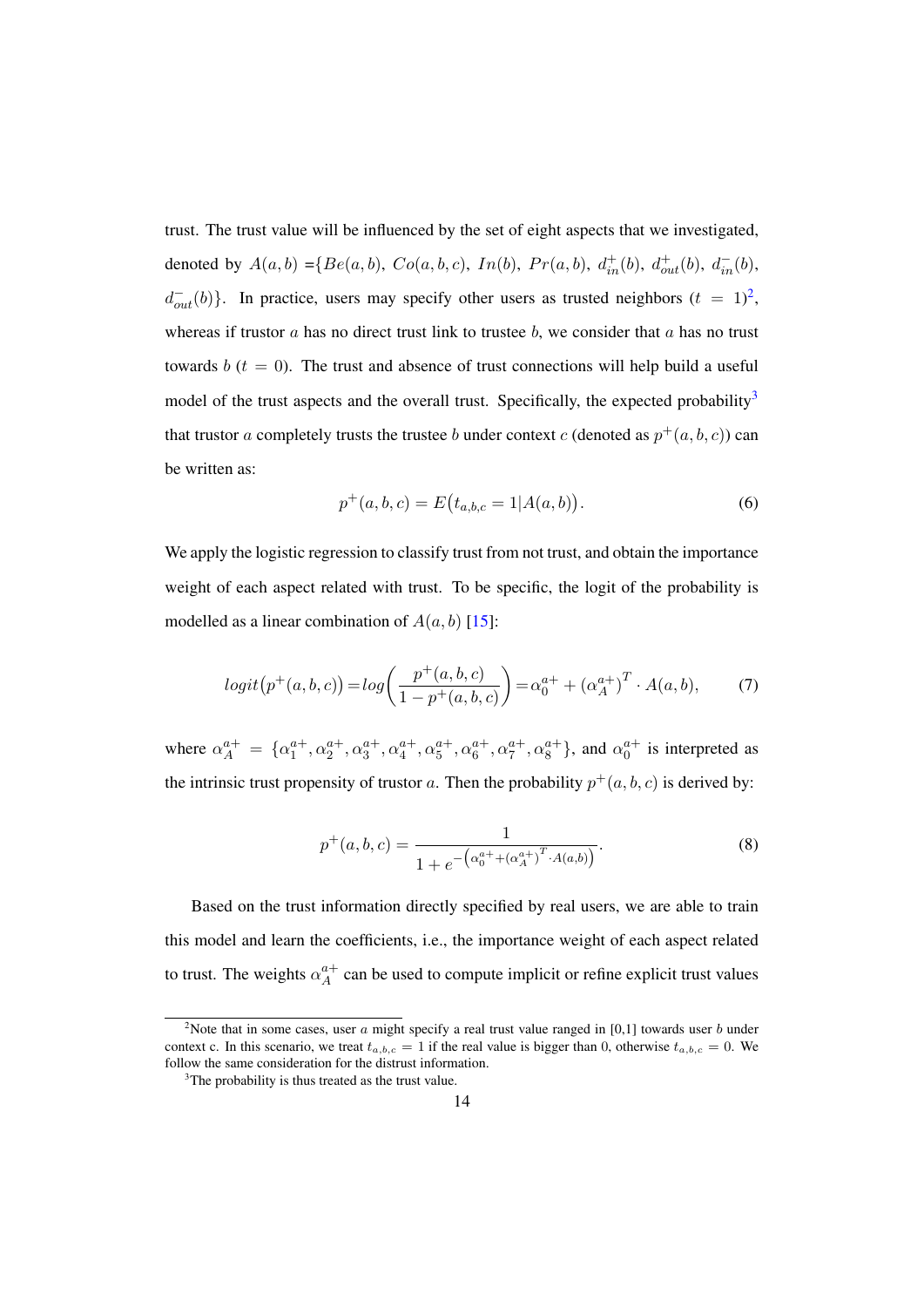trust. The trust value will be influenced by the set of eight aspects that we investigated, denoted by $A(a,b)$ ={$Be(a,b)$, $Co(a,b,c)$, $In(b)$, $Pr(a,b)$, $d^+_{in}(b)$, $d^+_{out}(b)$, $d^-_{in}(b)$, $d^-_{out}(b)$}. In practice, users may specify other users as trusted neighbors ($t = 1$)[2], whereas if trustor $a$ has no direct trust link to trustee $b$, we consider that $a$ has no trust towards $b$ ($t = 0$). The trust and absence of trust connections will help build a useful model of the trust aspects and the overall trust. Specifically, the expected probability[3] that trustor $a$ completely trusts the trustee $b$ under context $c$ (denoted as $p^+(a,b,c)$) can be written as:

$$p^+(a,b,c) = E\big(t_{a,b,c} = 1 | A(a,b)\big). \tag{6}$$

We apply the logistic regression to classify trust from not trust, and obtain the importance weight of each aspect related with trust. To be specific, the logit of the probability is modelled as a linear combination of $A(a,b)$ [15]:

$$logit\big(p^+(a,b,c)\big) = log\bigg(\frac{p^+(a,b,c)}{1 - p^+(a,b,c)}\bigg) = \alpha_0^{a+} + (\alpha_A^{a+})^T \cdot A(a,b), \tag{7}$$

where $\alpha_A^{a+} = \{\alpha_1^{a+}, \alpha_2^{a+}, \alpha_3^{a+}, \alpha_4^{a+}, \alpha_5^{a+}, \alpha_6^{a+}, \alpha_7^{a+}, \alpha_8^{a+}\}$, and $\alpha_0^{a+}$ is interpreted as the intrinsic trust propensity of trustor $a$. Then the probability $p^+(a,b,c)$ is derived by:

$$p^+(a,b,c) = \frac{1}{1 + e^{-\left(\alpha_0^{a+} + (\alpha_A^{a+})^T \cdot A(a,b)\right)}}. \tag{8}$$

Based on the trust information directly specified by real users, we are able to train this model and learn the coefficients, i.e., the importance weight of each aspect related to trust. The weights $\alpha_A^{a+}$ can be used to compute implicit or refine explicit trust values

[2]Note that in some cases, user $a$ might specify a real trust value ranged in [0,1] towards user $b$ under context c. In this scenario, we treat $t_{a,b,c} = 1$ if the real value is bigger than 0, otherwise $t_{a,b,c} = 0$. We follow the same consideration for the distrust information.

[3]The probability is thus treated as the trust value.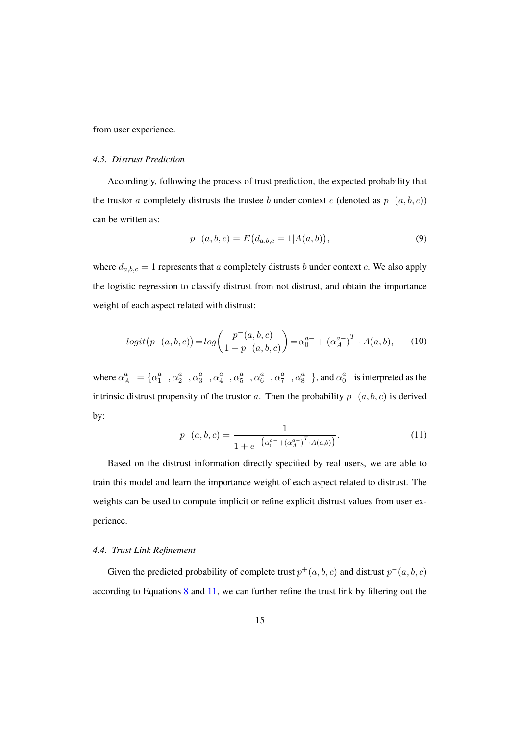from user experience.

### 4.3. *Distrust Prediction*

Accordingly, following the process of trust prediction, the expected probability that the trustor $a$ completely distrusts the trustee $b$ under context $c$ (denoted as $p^{-}(a,b,c)$) can be written as:

$$p^{-}(a,b,c) = E\big(d_{a,b,c} = 1 | A(a,b)\big), \tag{9}$$

where $d_{a,b,c} = 1$ represents that $a$ completely distrusts $b$ under context $c$. We also apply the logistic regression to classify distrust from not distrust, and obtain the importance weight of each aspect related with distrust:

$$logit\big(p^{-}(a,b,c)\big) = log\bigg(\frac{p^{-}(a,b,c)}{1-p^{-}(a,b,c)}\bigg) = \alpha_0^{a-} + (\alpha_A^{a-})^T \cdot A(a,b), \tag{10}$$

where $\alpha_A^{a-} = \{\alpha_1^{a-}, \alpha_2^{a-}, \alpha_3^{a-}, \alpha_4^{a-}, \alpha_5^{a-}, \alpha_6^{a-}, \alpha_7^{a-}, \alpha_8^{a-}\}$, and $\alpha_0^{a-}$ is interpreted as the intrinsic distrust propensity of the trustor $a$. Then the probability $p^{-}(a,b,c)$ is derived by:

$$p^{-}(a,b,c) = \frac{1}{1 + e^{-\left(\alpha_0^{a-} + (\alpha_A^{a-})^T \cdot A(a,b)\right)}}. \tag{11}$$

Based on the distrust information directly specified by real users, we are able to train this model and learn the importance weight of each aspect related to distrust. The weights can be used to compute implicit or refine explicit distrust values from user experience.

### 4.4. *Trust Link Refinement*

Given the predicted probability of complete trust $p^{+}(a,b,c)$ and distrust $p^{-}(a,b,c)$ according to Equations 8 and 11, we can further refine the trust link by filtering out the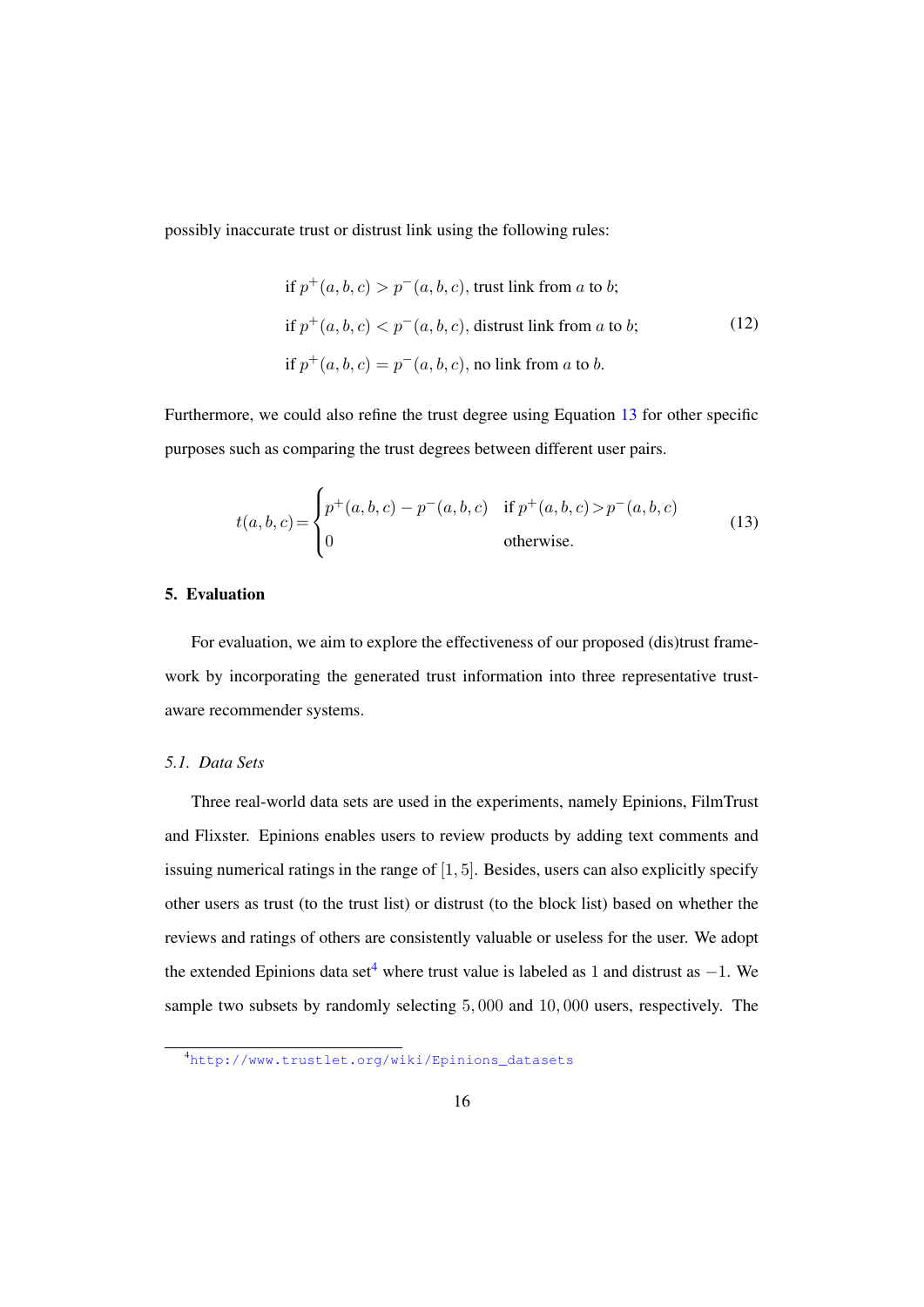possibly inaccurate trust or distrust link using the following rules:

$$
\begin{aligned}
&\text{if } p^+(a,b,c) > p^-(a,b,c), \text{ trust link from } a \text{ to } b; \\
&\text{if } p^+(a,b,c) < p^-(a,b,c), \text{ distrust link from } a \text{ to } b; \\
&\text{if } p^+(a,b,c) = p^-(a,b,c), \text{ no link from } a \text{ to } b.
\end{aligned}
\tag{12}
$$

Furthermore, we could also refine the trust degree using Equation 13 for other specific purposes such as comparing the trust degrees between different user pairs.

$$
t(a,b,c) = \begin{cases} p^+(a,b,c) - p^-(a,b,c) & \text{if } p^+(a,b,c) > p^-(a,b,c) \\ 0 & \text{otherwise.} \end{cases}
\tag{13}
$$

## 5. Evaluation

For evaluation, we aim to explore the effectiveness of our proposed (dis)trust framework by incorporating the generated trust information into three representative trust-aware recommender systems.

### *5.1. Data Sets*

Three real-world data sets are used in the experiments, namely Epinions, FilmTrust and Flixster. Epinions enables users to review products by adding text comments and issuing numerical ratings in the range of $[1, 5]$. Besides, users can also explicitly specify other users as trust (to the trust list) or distrust (to the block list) based on whether the reviews and ratings of others are consistently valuable or useless for the user. We adopt the extended Epinions data set[4] where trust value is labeled as $1$ and distrust as $-1$. We sample two subsets by randomly selecting $5,000$ and $10,000$ users, respectively. The

[4] http://www.trustlet.org/wiki/Epinions_datasets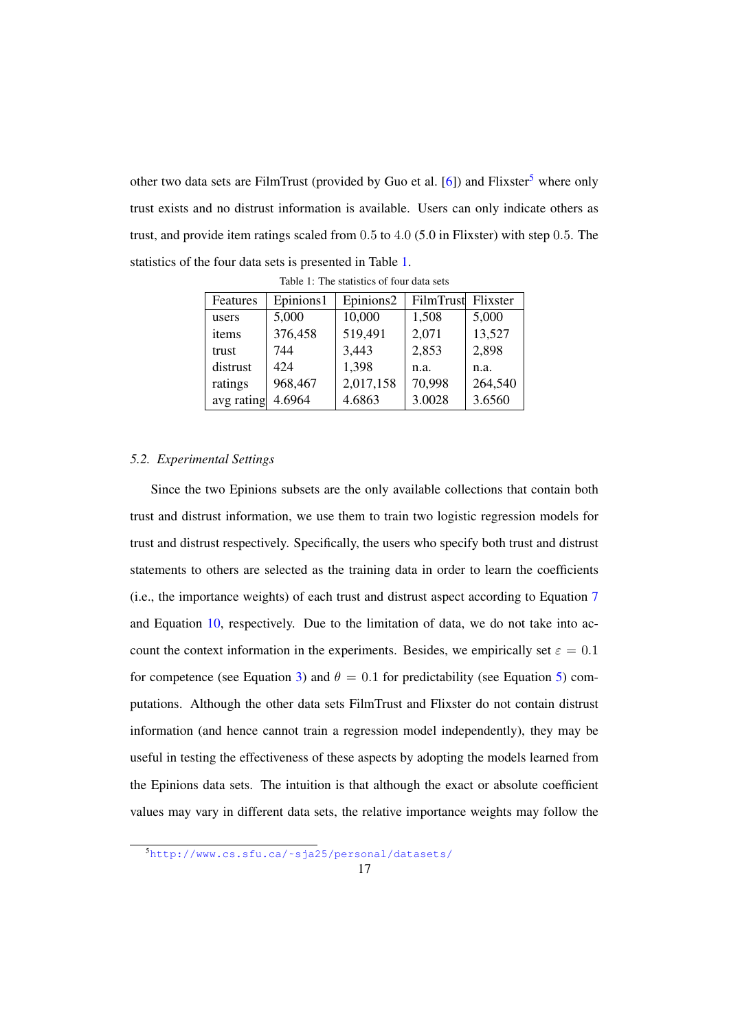other two data sets are FilmTrust (provided by Guo et al. [6]) and Flixster[5] where only trust exists and no distrust information is available. Users can only indicate others as trust, and provide item ratings scaled from $0.5$ to $4.0$ ($5.0$ in Flixster) with step $0.5$. The statistics of the four data sets is presented in Table 1.

Table 1: The statistics of four data sets

| Features | Epinions1 | Epinions2 | FilmTrust | Flixster |
|---|---|---|---|---|
| users | 5,000 | 10,000 | 1,508 | 5,000 |
| items | 376,458 | 519,491 | 2,071 | 13,527 |
| trust | 744 | 3,443 | 2,853 | 2,898 |
| distrust | 424 | 1,398 | n.a. | n.a. |
| ratings | 968,467 | 2,017,158 | 70,998 | 264,540 |
| avg rating | 4.6964 | 4.6863 | 3.0028 | 3.6560 |

### *5.2. Experimental Settings*

Since the two Epinions subsets are the only available collections that contain both trust and distrust information, we use them to train two logistic regression models for trust and distrust respectively. Specifically, the users who specify both trust and distrust statements to others are selected as the training data in order to learn the coefficients (i.e., the importance weights) of each trust and distrust aspect according to Equation 7 and Equation 10, respectively. Due to the limitation of data, we do not take into account the context information in the experiments. Besides, we empirically set $\varepsilon = 0.1$ for competence (see Equation 3) and $\theta = 0.1$ for predictability (see Equation 5) computations. Although the other data sets FilmTrust and Flixster do not contain distrust information (and hence cannot train a regression model independently), they may be useful in testing the effectiveness of these aspects by adopting the models learned from the Epinions data sets. The intuition is that although the exact or absolute coefficient values may vary in different data sets, the relative importance weights may follow the

[5] http://www.cs.sfu.ca/~sja25/personal/datasets/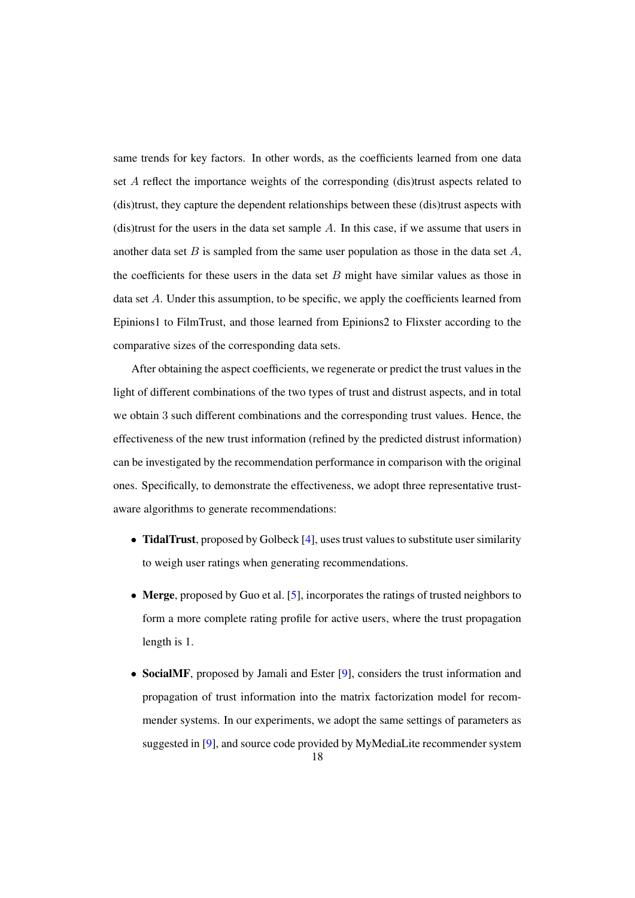same trends for key factors. In other words, as the coefficients learned from one data set $A$ reflect the importance weights of the corresponding (dis)trust aspects related to (dis)trust, they capture the dependent relationships between these (dis)trust aspects with (dis)trust for the users in the data set sample $A$. In this case, if we assume that users in another data set $B$ is sampled from the same user population as those in the data set $A$, the coefficients for these users in the data set $B$ might have similar values as those in data set $A$. Under this assumption, to be specific, we apply the coefficients learned from Epinions1 to FilmTrust, and those learned from Epinions2 to Flixster according to the comparative sizes of the corresponding data sets.

After obtaining the aspect coefficients, we regenerate or predict the trust values in the light of different combinations of the two types of trust and distrust aspects, and in total we obtain 3 such different combinations and the corresponding trust values. Hence, the effectiveness of the new trust information (refined by the predicted distrust information) can be investigated by the recommendation performance in comparison with the original ones. Specifically, to demonstrate the effectiveness, we adopt three representative trust-aware algorithms to generate recommendations:

- **TidalTrust**, proposed by Golbeck [4], uses trust values to substitute user similarity to weigh user ratings when generating recommendations.
- **Merge**, proposed by Guo et al. [5], incorporates the ratings of trusted neighbors to form a more complete rating profile for active users, where the trust propagation length is 1.
- **SocialMF**, proposed by Jamali and Ester [9], considers the trust information and propagation of trust information into the matrix factorization model for recommender systems. In our experiments, we adopt the same settings of parameters as suggested in [9], and source code provided by MyMediaLite recommender system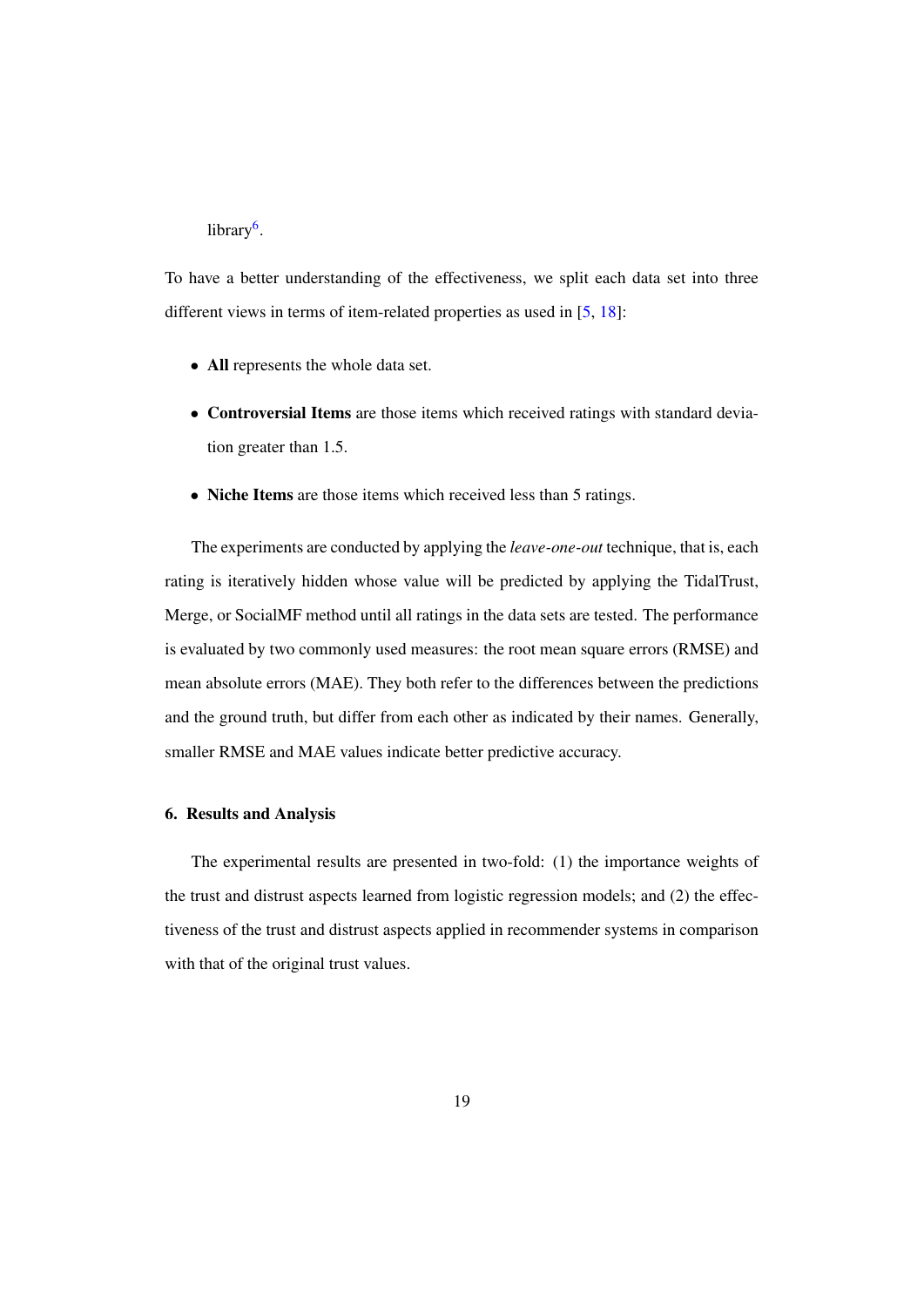library[6].

To have a better understanding of the effectiveness, we split each data set into three different views in terms of item-related properties as used in [5, 18]:

- **All** represents the whole data set.
- **Controversial Items** are those items which received ratings with standard deviation greater than 1.5.
- **Niche Items** are those items which received less than 5 ratings.

The experiments are conducted by applying the *leave-one-out* technique, that is, each rating is iteratively hidden whose value will be predicted by applying the TidalTrust, Merge, or SocialMF method until all ratings in the data sets are tested. The performance is evaluated by two commonly used measures: the root mean square errors (RMSE) and mean absolute errors (MAE). They both refer to the differences between the predictions and the ground truth, but differ from each other as indicated by their names. Generally, smaller RMSE and MAE values indicate better predictive accuracy.

## 6. Results and Analysis

The experimental results are presented in two-fold: (1) the importance weights of the trust and distrust aspects learned from logistic regression models; and (2) the effectiveness of the trust and distrust aspects applied in recommender systems in comparison with that of the original trust values.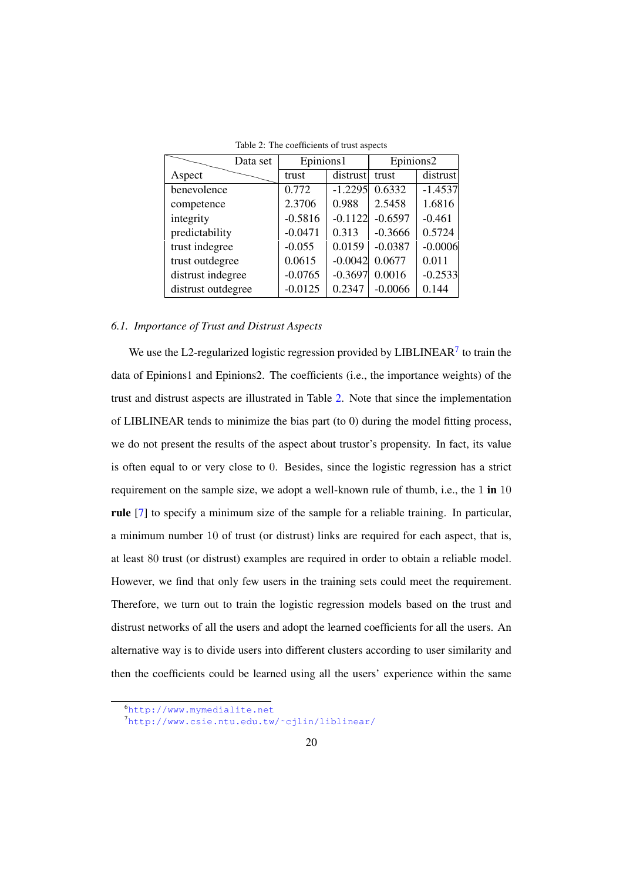Table 2: The coefficients of trust aspects

| Aspect \ Data set | Epinions1 | | Epinions2 | |
|---|---|---|---|---|
| | trust | distrust | trust | distrust |
| benevolence | 0.772 | -1.2295 | 0.6332 | -1.4537 |
| competence | 2.3706 | 0.988 | 2.5458 | 1.6816 |
| integrity | -0.5816 | -0.1122 | -0.6597 | -0.461 |
| predictability | -0.0471 | 0.313 | -0.3666 | 0.5724 |
| trust indegree | -0.055 | 0.0159 | -0.0387 | -0.0006 |
| trust outdegree | 0.0615 | -0.0042 | 0.0677 | 0.011 |
| distrust indegree | -0.0765 | -0.3697 | 0.0016 | -0.2533 |
| distrust outdegree | -0.0125 | 0.2347 | -0.0066 | 0.144 |

### *6.1. Importance of Trust and Distrust Aspects*

We use the L2-regularized logistic regression provided by LIBLINEAR[7] to train the data of Epinions1 and Epinions2. The coefficients (i.e., the importance weights) of the trust and distrust aspects are illustrated in Table 2. Note that since the implementation of LIBLINEAR tends to minimize the bias part (to 0) during the model fitting process, we do not present the results of the aspect about trustor's propensity. In fact, its value is often equal to or very close to $0$. Besides, since the logistic regression has a strict requirement on the sample size, we adopt a well-known rule of thumb, i.e., the $1$ **in** $10$ **rule** [7] to specify a minimum size of the sample for a reliable training. In particular, a minimum number $10$ of trust (or distrust) links are required for each aspect, that is, at least $80$ trust (or distrust) examples are required in order to obtain a reliable model. However, we find that only few users in the training sets could meet the requirement. Therefore, we turn out to train the logistic regression models based on the trust and distrust networks of all the users and adopt the learned coefficients for all the users. An alternative way is to divide users into different clusters according to user similarity and then the coefficients could be learned using all the users' experience within the same

[6] http://www.mymedialite.net
[7] http://www.csie.ntu.edu.tw/~cjlin/liblinear/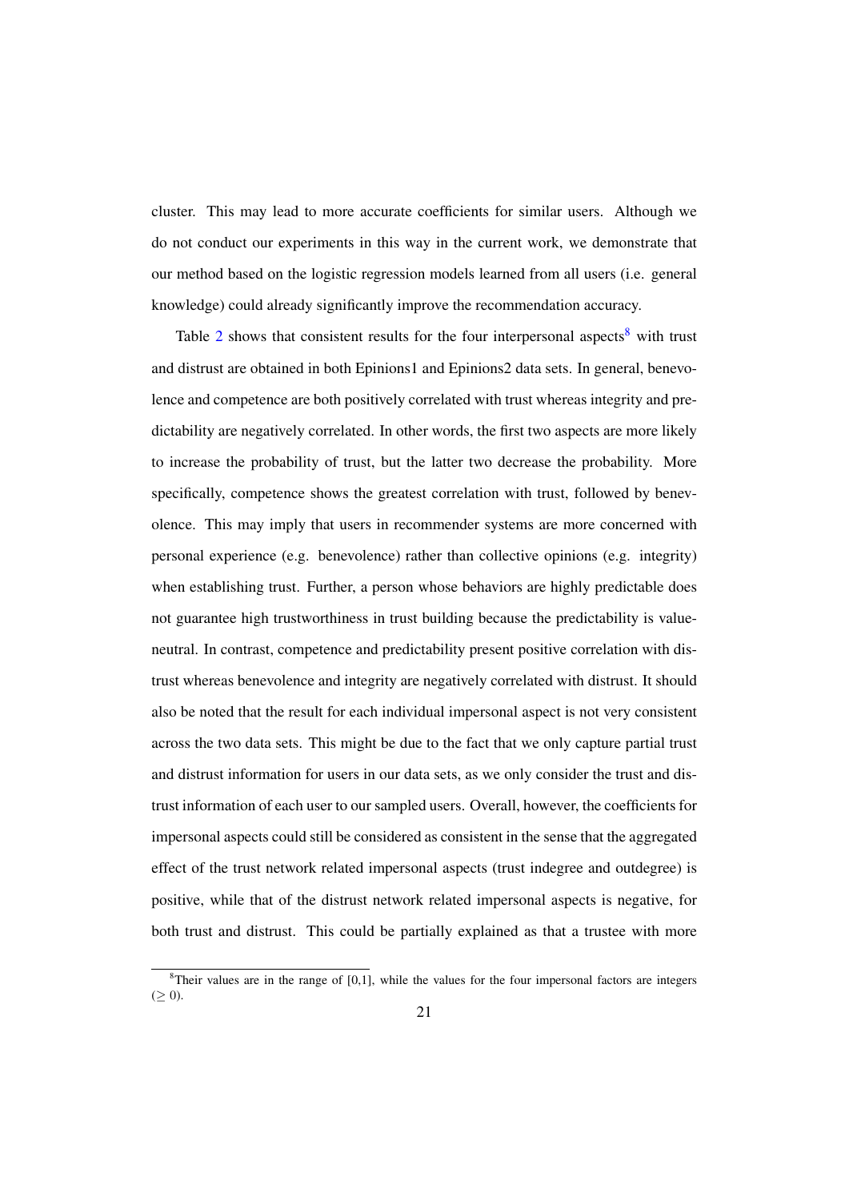cluster. This may lead to more accurate coefficients for similar users. Although we do not conduct our experiments in this way in the current work, we demonstrate that our method based on the logistic regression models learned from all users (i.e. general knowledge) could already significantly improve the recommendation accuracy.

Table 2 shows that consistent results for the four interpersonal aspects[8] with trust and distrust are obtained in both Epinions1 and Epinions2 data sets. In general, benevolence and competence are both positively correlated with trust whereas integrity and predictability are negatively correlated. In other words, the first two aspects are more likely to increase the probability of trust, but the latter two decrease the probability. More specifically, competence shows the greatest correlation with trust, followed by benevolence. This may imply that users in recommender systems are more concerned with personal experience (e.g. benevolence) rather than collective opinions (e.g. integrity) when establishing trust. Further, a person whose behaviors are highly predictable does not guarantee high trustworthiness in trust building because the predictability is value-neutral. In contrast, competence and predictability present positive correlation with distrust whereas benevolence and integrity are negatively correlated with distrust. It should also be noted that the result for each individual impersonal aspect is not very consistent across the two data sets. This might be due to the fact that we only capture partial trust and distrust information for users in our data sets, as we only consider the trust and distrust information of each user to our sampled users. Overall, however, the coefficients for impersonal aspects could still be considered as consistent in the sense that the aggregated effect of the trust network related impersonal aspects (trust indegree and outdegree) is positive, while that of the distrust network related impersonal aspects is negative, for both trust and distrust. This could be partially explained as that a trustee with more

[8] Their values are in the range of [0,1], while the values for the four impersonal factors are integers ($\geq 0$).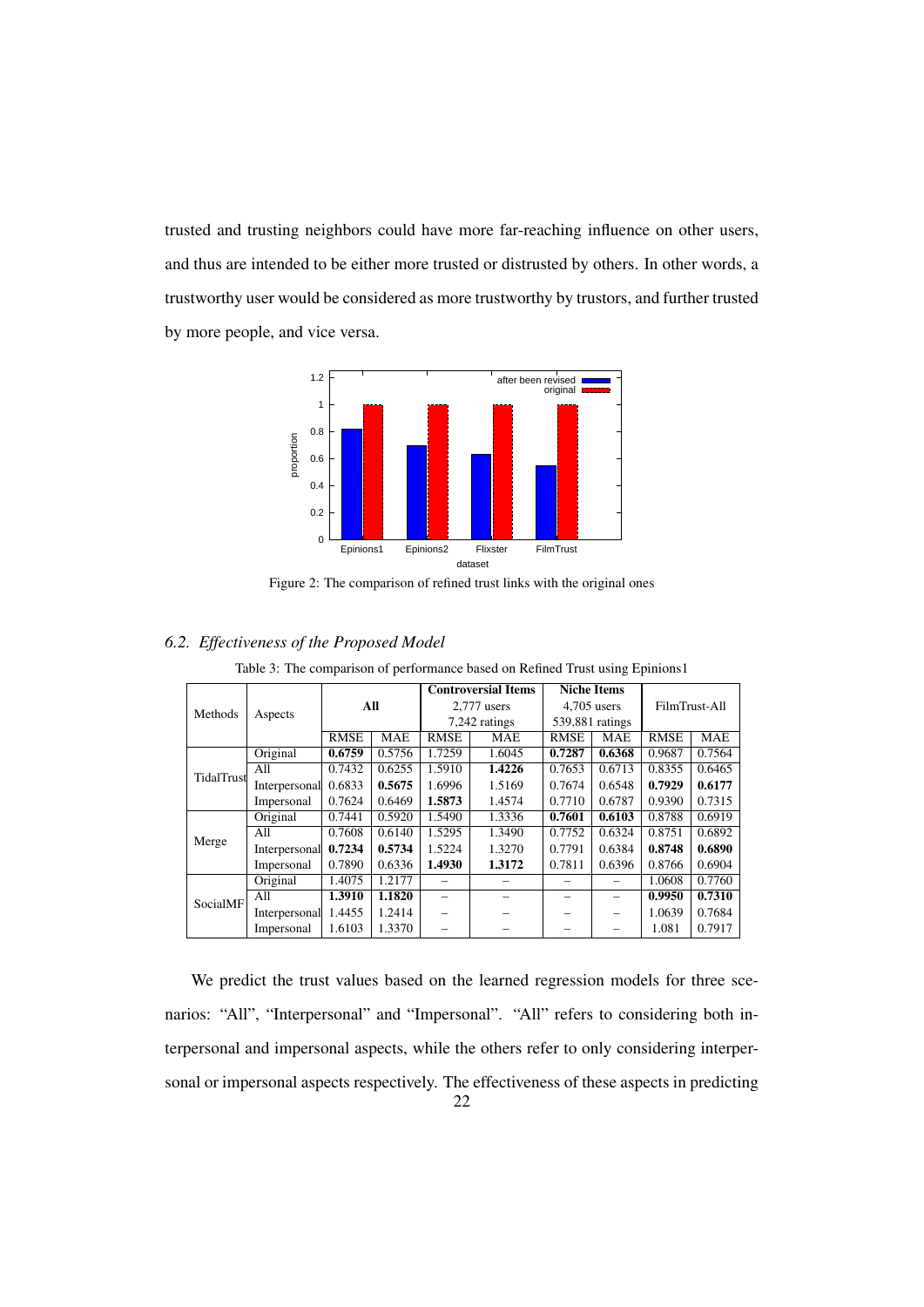trusted and trusting neighbors could have more far-reaching influence on other users, and thus are intended to be either more trusted or distrusted by others. In other words, a trustworthy user would be considered as more trustworthy by trustors, and further trusted by more people, and vice versa.

Figure 2: The comparison of refined trust links with the original ones

### 6.2. Effectiveness of the Proposed Model

Table 3: The comparison of performance based on Refined Trust using Epinions1

| Methods | Aspects | All | | Controversial Items 2,777 users 7,242 ratings | | Niche Items 4,705 users 539,881 ratings | | FilmTrust-All | |
|---|---|---|---|---|---|---|---|---|---|
| | | RMSE | MAE | RMSE | MAE | RMSE | MAE | RMSE | MAE |
| TidalTrust | Original | **0.6759** | 0.5756 | 1.7259 | 1.6045 | **0.7287** | **0.6368** | 0.9687 | 0.7564 |
| | All | 0.7432 | 0.6255 | 1.5910 | **1.4226** | 0.7653 | 0.6713 | 0.8355 | 0.6465 |
| | Interpersonal | 0.6833 | **0.5675** | 1.6996 | 1.5169 | 0.7674 | 0.6548 | **0.7929** | **0.6177** |
| | Impersonal | 0.7624 | 0.6469 | **1.5873** | 1.4574 | 0.7710 | 0.6787 | 0.9390 | 0.7315 |
| Merge | Original | 0.7441 | 0.5920 | 1.5490 | 1.3336 | **0.7601** | **0.6103** | 0.8788 | 0.6919 |
| | All | 0.7608 | 0.6140 | 1.5295 | 1.3490 | 0.7752 | 0.6324 | 0.8751 | 0.6892 |
| | Interpersonal | **0.7234** | **0.5734** | 1.5224 | 1.3270 | 0.7791 | 0.6384 | **0.8748** | **0.6890** |
| | Impersonal | 0.7890 | 0.6336 | **1.4930** | **1.3172** | 0.7811 | 0.6396 | 0.8766 | 0.6904 |
| SocialMF | Original | 1.4075 | 1.2177 | – | – | – | – | 1.0608 | 0.7760 |
| | All | **1.3910** | **1.1820** | – | – | – | – | **0.9950** | **0.7310** |
| | Interpersonal | 1.4455 | 1.2414 | – | – | – | – | 1.0639 | 0.7684 |
| | Impersonal | 1.6103 | 1.3370 | – | – | – | – | 1.081 | 0.7917 |

We predict the trust values based on the learned regression models for three scenarios: "All", "Interpersonal" and "Impersonal". "All" refers to considering both interpersonal and impersonal aspects, while the others refer to only considering interpersonal or impersonal aspects respectively. The effectiveness of these aspects in predicting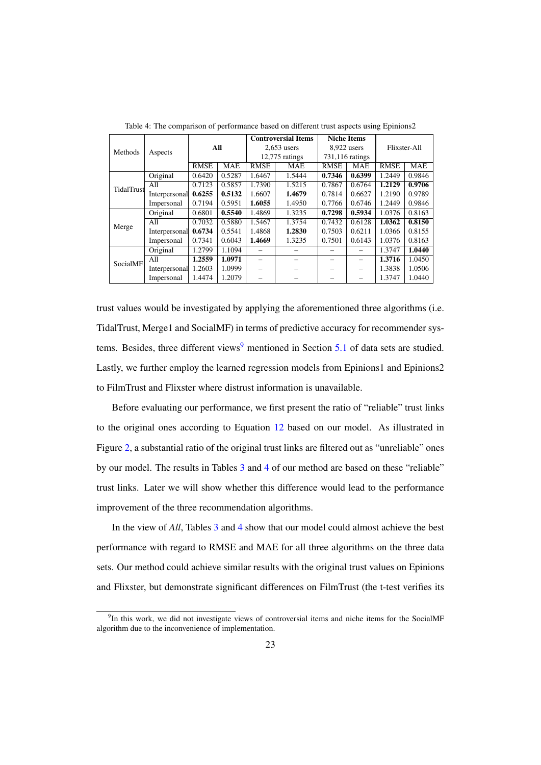Table 4: The comparison of performance based on different trust aspects using Epinions2

| Methods | Aspects | **All** | | **Controversial Items** 2,653 users 12,775 ratings | | **Niche Items** 8,922 users 731,116 ratings | | Flixster-All | |
|---|---|---|---|---|---|---|---|---|---|
| | | RMSE | MAE | RMSE | MAE | RMSE | MAE | RMSE | MAE |
| TidalTrust | Original | 0.6420 | 0.5287 | 1.6467 | 1.5444 | **0.7346** | **0.6399** | 1.2449 | 0.9846 |
| | All | 0.7123 | 0.5857 | 1.7390 | 1.5215 | 0.7867 | 0.6764 | **1.2129** | **0.9706** |
| | Interpersonal | **0.6255** | **0.5132** | 1.6607 | **1.4679** | 0.7814 | 0.6627 | 1.2190 | 0.9789 |
| | Impersonal | 0.7194 | 0.5951 | **1.6055** | 1.4950 | 0.7766 | 0.6746 | 1.2449 | 0.9846 |
| Merge | Original | 0.6801 | **0.5540** | 1.4869 | 1.3235 | **0.7298** | **0.5934** | 1.0376 | 0.8163 |
| | All | 0.7032 | 0.5880 | 1.5467 | 1.3754 | 0.7432 | 0.6128 | **1.0362** | **0.8150** |
| | Interpersonal | **0.6734** | 0.5541 | 1.4868 | **1.2830** | 0.7503 | 0.6211 | 1.0366 | 0.8155 |
| | Impersonal | 0.7341 | 0.6043 | **1.4669** | 1.3235 | 0.7501 | 0.6143 | 1.0376 | 0.8163 |
| SocialMF | Original | 1.2799 | 1.1094 | – | – | – | – | 1.3747 | **1.0440** |
| | All | **1.2559** | **1.0971** | – | – | – | – | **1.3716** | 1.0450 |
| | Interpersonal | 1.2603 | 1.0999 | – | – | – | – | 1.3838 | 1.0506 |
| | Impersonal | 1.4474 | 1.2079 | – | – | – | – | 1.3747 | 1.0440 |

trust values would be investigated by applying the aforementioned three algorithms (i.e. TidalTrust, Merge1 and SocialMF) in terms of predictive accuracy for recommender systems. Besides, three different views[9] mentioned in Section 5.1 of data sets are studied. Lastly, we further employ the learned regression models from Epinions1 and Epinions2 to FilmTrust and Flixster where distrust information is unavailable.

Before evaluating our performance, we first present the ratio of "reliable" trust links to the original ones according to Equation 12 based on our model. As illustrated in Figure 2, a substantial ratio of the original trust links are filtered out as "unreliable" ones by our model. The results in Tables 3 and 4 of our method are based on these "reliable" trust links. Later we will show whether this difference would lead to the performance improvement of the three recommendation algorithms.

In the view of *All*, Tables 3 and 4 show that our model could almost achieve the best performance with regard to RMSE and MAE for all three algorithms on the three data sets. Our method could achieve similar results with the original trust values on Epinions and Flixster, but demonstrate significant differences on FilmTrust (the t-test verifies its

[9] In this work, we did not investigate views of controversial items and niche items for the SocialMF algorithm due to the inconvenience of implementation.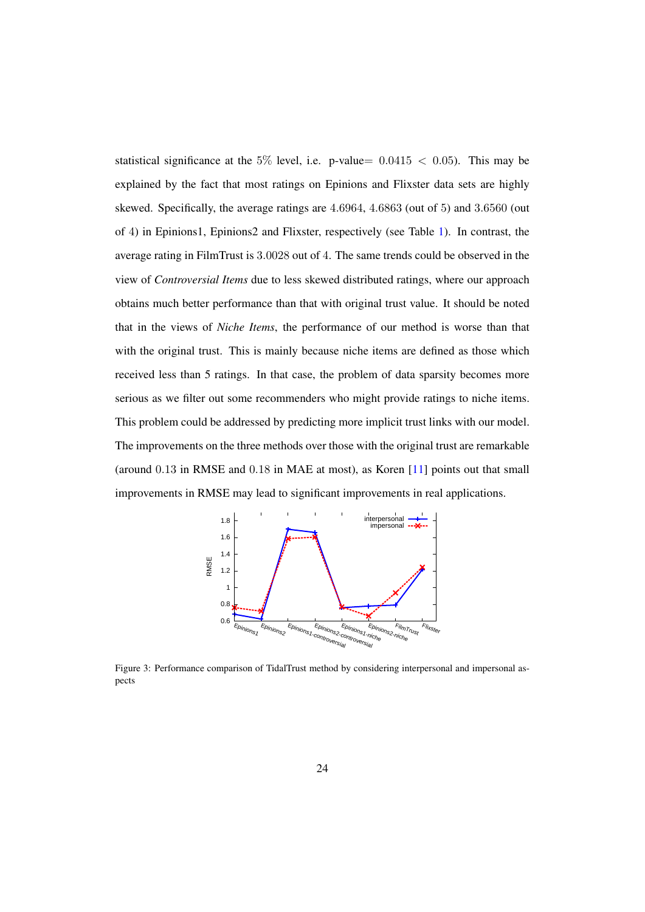statistical significance at the 5% level, i.e. p-value= $0.0415 < 0.05$). This may be explained by the fact that most ratings on Epinions and Flixster data sets are highly skewed. Specifically, the average ratings are 4.6964, 4.6863 (out of 5) and 3.6560 (out of 4) in Epinions1, Epinions2 and Flixster, respectively (see Table 1). In contrast, the average rating in FilmTrust is 3.0028 out of 4. The same trends could be observed in the view of *Controversial Items* due to less skewed distributed ratings, where our approach obtains much better performance than that with original trust value. It should be noted that in the views of *Niche Items*, the performance of our method is worse than that with the original trust. This is mainly because niche items are defined as those which received less than 5 ratings. In that case, the problem of data sparsity becomes more serious as we filter out some recommenders who might provide ratings to niche items. This problem could be addressed by predicting more implicit trust links with our model. The improvements on the three methods over those with the original trust are remarkable (around 0.13 in RMSE and 0.18 in MAE at most), as Koren [11] points out that small improvements in RMSE may lead to significant improvements in real applications.

Figure 3: Performance comparison of TidalTrust method by considering interpersonal and impersonal aspects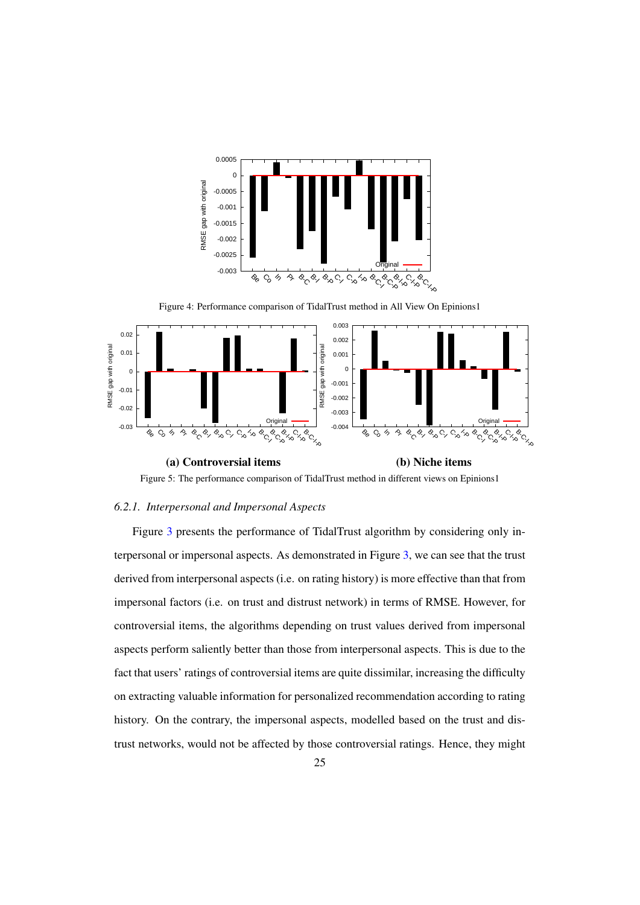Figure 4: Performance comparison of TidalTrust method in All View On Epinions1

**(a) Controversial items** **(b) Niche items**

Figure 5: The performance comparison of TidalTrust method in different views on Epinions1

### *6.2.1. Interpersonal and Impersonal Aspects*

Figure 3 presents the performance of TidalTrust algorithm by considering only interpersonal or impersonal aspects. As demonstrated in Figure 3, we can see that the trust derived from interpersonal aspects (i.e. on rating history) is more effective than that from impersonal factors (i.e. on trust and distrust network) in terms of RMSE. However, for controversial items, the algorithms depending on trust values derived from impersonal aspects perform saliently better than those from interpersonal aspects. This is due to the fact that users' ratings of controversial items are quite dissimilar, increasing the difficulty on extracting valuable information for personalized recommendation according to rating history. On the contrary, the impersonal aspects, modelled based on the trust and distrust networks, would not be affected by those controversial ratings. Hence, they might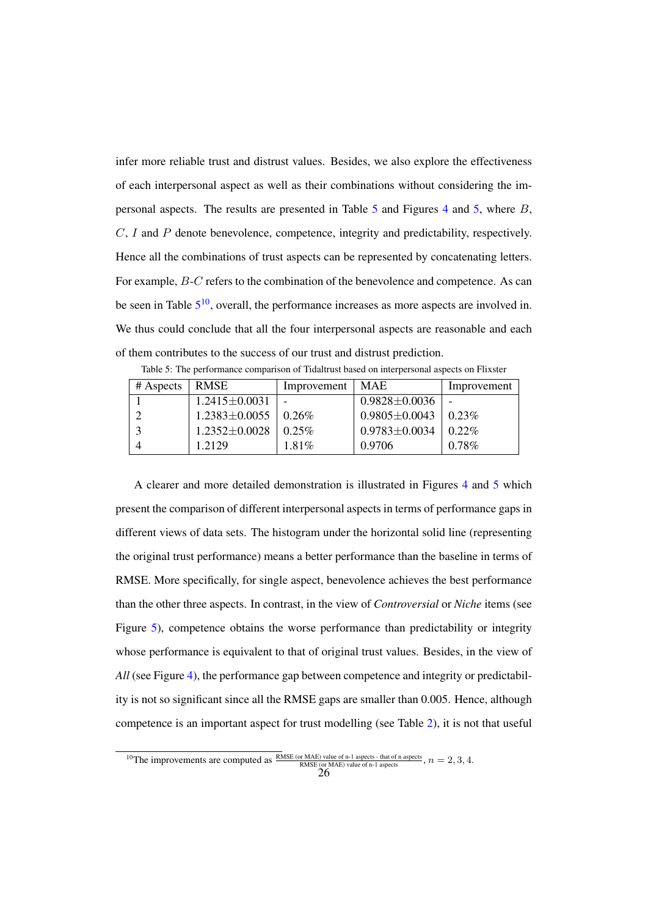infer more reliable trust and distrust values. Besides, we also explore the effectiveness of each interpersonal aspect as well as their combinations without considering the impersonal aspects. The results are presented in Table 5 and Figures 4 and 5, where $B$, $C$, $I$ and $P$ denote benevolence, competence, integrity and predictability, respectively. Hence all the combinations of trust aspects can be represented by concatenating letters. For example, $B$-$C$ refers to the combination of the benevolence and competence. As can be seen in Table 5[10], overall, the performance increases as more aspects are involved in. We thus could conclude that all the four interpersonal aspects are reasonable and each of them contributes to the success of our trust and distrust prediction.

Table 5: The performance comparison of Tidaltrust based on interpersonal aspects on Flixster

| # Aspects | RMSE | Improvement | MAE | Improvement |
|---|---|---|---|---|
| 1 | 1.2415±0.0031 | - | 0.9828±0.0036 | - |
| 2 | 1.2383±0.0055 | 0.26% | 0.9805±0.0043 | 0.23% |
| 3 | 1.2352±0.0028 | 0.25% | 0.9783±0.0034 | 0.22% |
| 4 | 1.2129 | 1.81% | 0.9706 | 0.78% |

A clearer and more detailed demonstration is illustrated in Figures 4 and 5 which present the comparison of different interpersonal aspects in terms of performance gaps in different views of data sets. The histogram under the horizontal solid line (representing the original trust performance) means a better performance than the baseline in terms of RMSE. More specifically, for single aspect, benevolence achieves the best performance than the other three aspects. In contrast, in the view of *Controversial* or *Niche* items (see Figure 5), competence obtains the worse performance than predictability or integrity whose performance is equivalent to that of original trust values. Besides, in the view of *All* (see Figure 4), the performance gap between competence and integrity or predictability is not so significant since all the RMSE gaps are smaller than 0.005. Hence, although competence is an important aspect for trust modelling (see Table 2), it is not that useful

[10]The improvements are computed as $\frac{\text{RMSE (or MAE) value of n-1 aspects - that of n aspects}}{\text{RMSE (or MAE) value of n-1 aspects}}$, $n = 2, 3, 4$.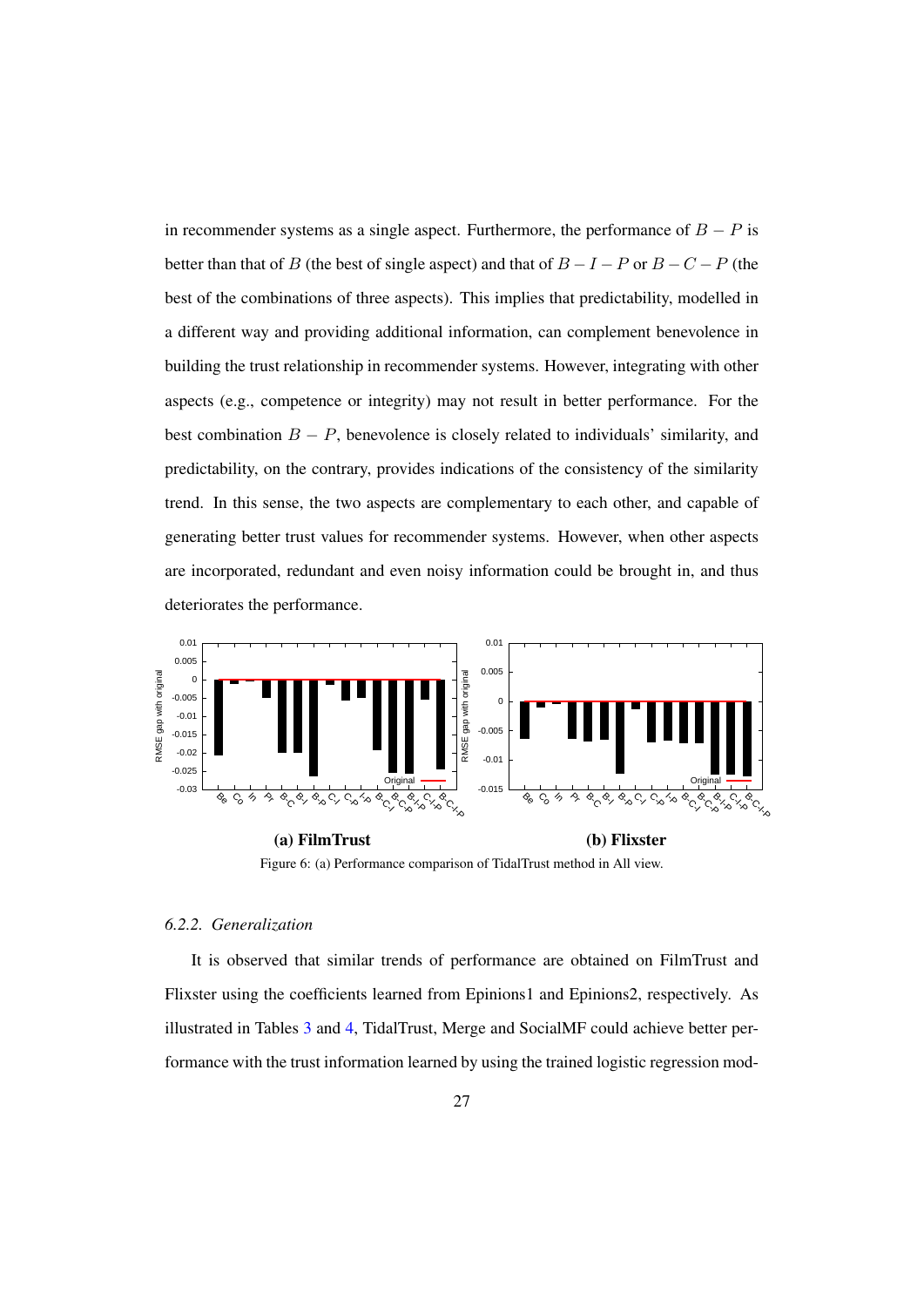in recommender systems as a single aspect. Furthermore, the performance of $B - P$ is better than that of $B$ (the best of single aspect) and that of $B - I - P$ or $B - C - P$ (the best of the combinations of three aspects). This implies that predictability, modelled in a different way and providing additional information, can complement benevolence in building the trust relationship in recommender systems. However, integrating with other aspects (e.g., competence or integrity) may not result in better performance. For the best combination $B - P$, benevolence is closely related to individuals' similarity, and predictability, on the contrary, provides indications of the consistency of the similarity trend. In this sense, the two aspects are complementary to each other, and capable of generating better trust values for recommender systems. However, when other aspects are incorporated, redundant and even noisy information could be brought in, and thus deteriorates the performance.

**(a) FilmTrust** **(b) Flixster**

Figure 6: (a) Performance comparison of TidalTrust method in All view.

### 6.2.2. *Generalization*

It is observed that similar trends of performance are obtained on FilmTrust and Flixster using the coefficients learned from Epinions1 and Epinions2, respectively. As illustrated in Tables 3 and 4, TidalTrust, Merge and SocialMF could achieve better performance with the trust information learned by using the trained logistic regression mod-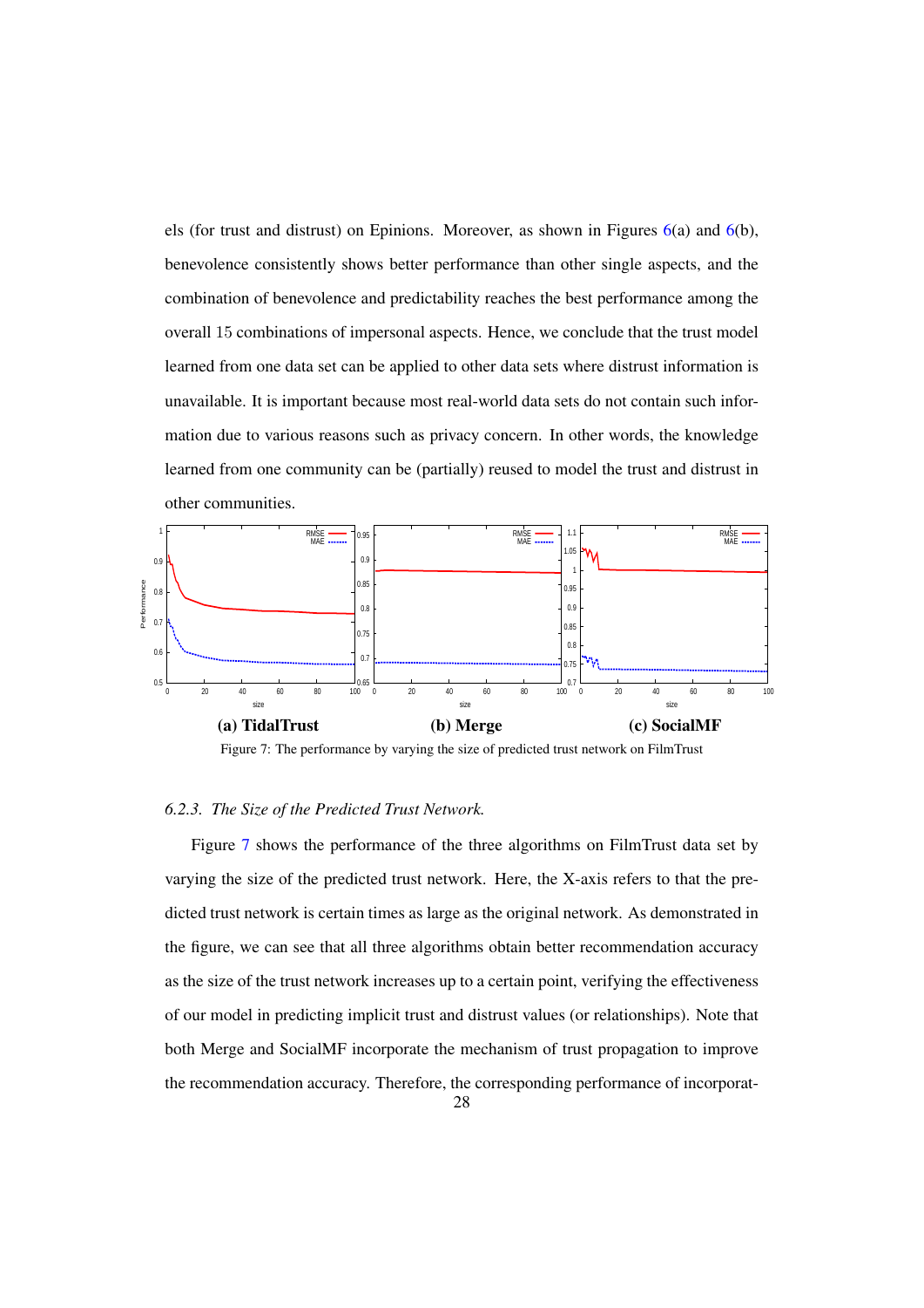els (for trust and distrust) on Epinions. Moreover, as shown in Figures 6(a) and 6(b), benevolence consistently shows better performance than other single aspects, and the combination of benevolence and predictability reaches the best performance among the overall 15 combinations of impersonal aspects. Hence, we conclude that the trust model learned from one data set can be applied to other data sets where distrust information is unavailable. It is important because most real-world data sets do not contain such information due to various reasons such as privacy concern. In other words, the knowledge learned from one community can be (partially) reused to model the trust and distrust in other communities.

**(a) TidalTrust** **(b) Merge** **(c) SocialMF**

Figure 7: The performance by varying the size of predicted trust network on FilmTrust

### *6.2.3. The Size of the Predicted Trust Network.*

Figure 7 shows the performance of the three algorithms on FilmTrust data set by varying the size of the predicted trust network. Here, the X-axis refers to that the predicted trust network is certain times as large as the original network. As demonstrated in the figure, we can see that all three algorithms obtain better recommendation accuracy as the size of the trust network increases up to a certain point, verifying the effectiveness of our model in predicting implicit trust and distrust values (or relationships). Note that both Merge and SocialMF incorporate the mechanism of trust propagation to improve the recommendation accuracy. Therefore, the corresponding performance of incorporat-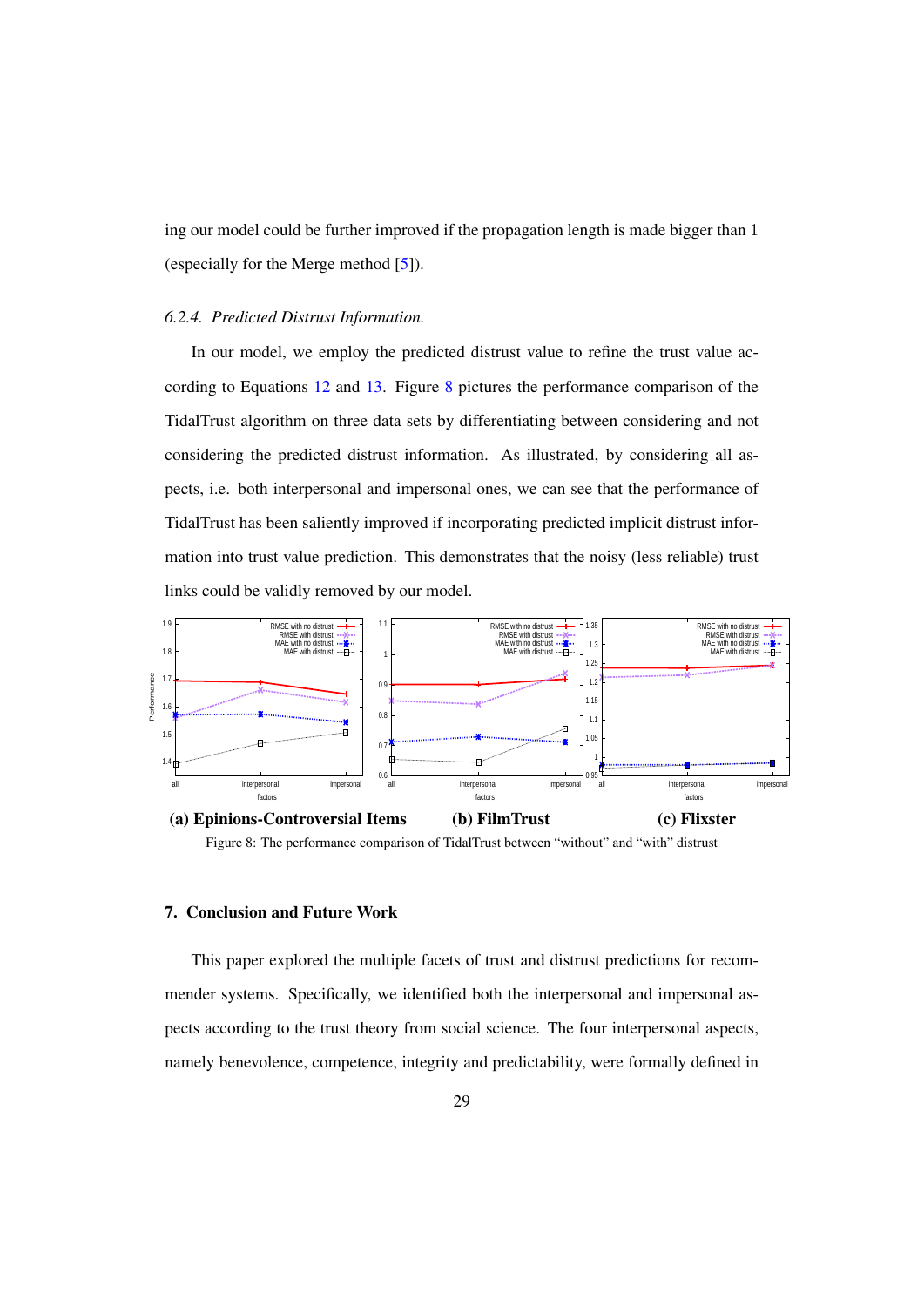ing our model could be further improved if the propagation length is made bigger than 1 (especially for the Merge method [5]).

### 6.2.4. Predicted Distrust Information.

In our model, we employ the predicted distrust value to refine the trust value according to Equations 12 and 13. Figure 8 pictures the performance comparison of the TidalTrust algorithm on three data sets by differentiating between considering and not considering the predicted distrust information. As illustrated, by considering all aspects, i.e. both interpersonal and impersonal ones, we can see that the performance of TidalTrust has been saliently improved if incorporating predicted implicit distrust information into trust value prediction. This demonstrates that the noisy (less reliable) trust links could be validly removed by our model.

**(a) Epinions-Controversial Items** **(b) FilmTrust** **(c) Flixster**

Figure 8: The performance comparison of TidalTrust between "without" and "with" distrust

## 7. Conclusion and Future Work

This paper explored the multiple facets of trust and distrust predictions for recommender systems. Specifically, we identified both the interpersonal and impersonal aspects according to the trust theory from social science. The four interpersonal aspects, namely benevolence, competence, integrity and predictability, were formally defined in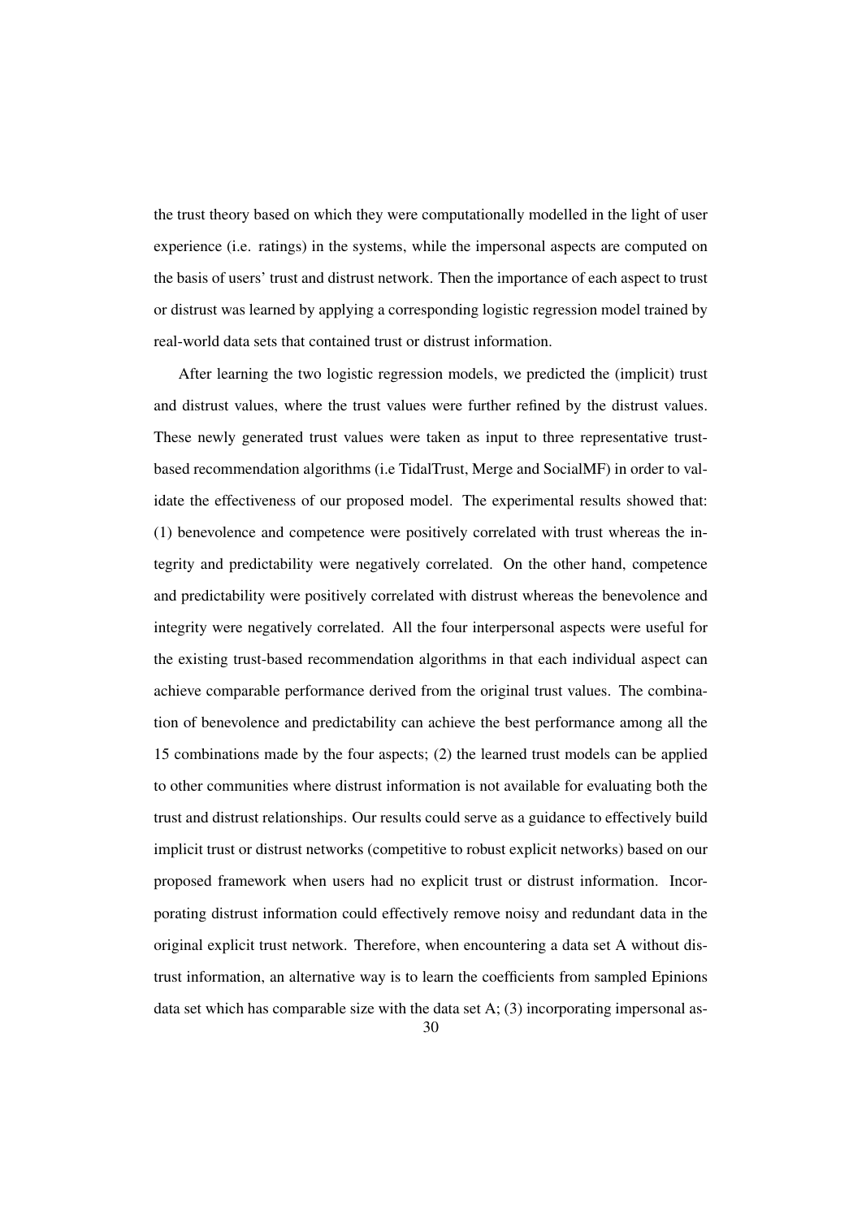the trust theory based on which they were computationally modelled in the light of user experience (i.e. ratings) in the systems, while the impersonal aspects are computed on the basis of users' trust and distrust network. Then the importance of each aspect to trust or distrust was learned by applying a corresponding logistic regression model trained by real-world data sets that contained trust or distrust information.

After learning the two logistic regression models, we predicted the (implicit) trust and distrust values, where the trust values were further refined by the distrust values. These newly generated trust values were taken as input to three representative trust-based recommendation algorithms (i.e TidalTrust, Merge and SocialMF) in order to validate the effectiveness of our proposed model. The experimental results showed that: (1) benevolence and competence were positively correlated with trust whereas the integrity and predictability were negatively correlated. On the other hand, competence and predictability were positively correlated with distrust whereas the benevolence and integrity were negatively correlated. All the four interpersonal aspects were useful for the existing trust-based recommendation algorithms in that each individual aspect can achieve comparable performance derived from the original trust values. The combination of benevolence and predictability can achieve the best performance among all the 15 combinations made by the four aspects; (2) the learned trust models can be applied to other communities where distrust information is not available for evaluating both the trust and distrust relationships. Our results could serve as a guidance to effectively build implicit trust or distrust networks (competitive to robust explicit networks) based on our proposed framework when users had no explicit trust or distrust information. Incorporating distrust information could effectively remove noisy and redundant data in the original explicit trust network. Therefore, when encountering a data set A without distrust information, an alternative way is to learn the coefficients from sampled Epinions data set which has comparable size with the data set A; (3) incorporating impersonal as-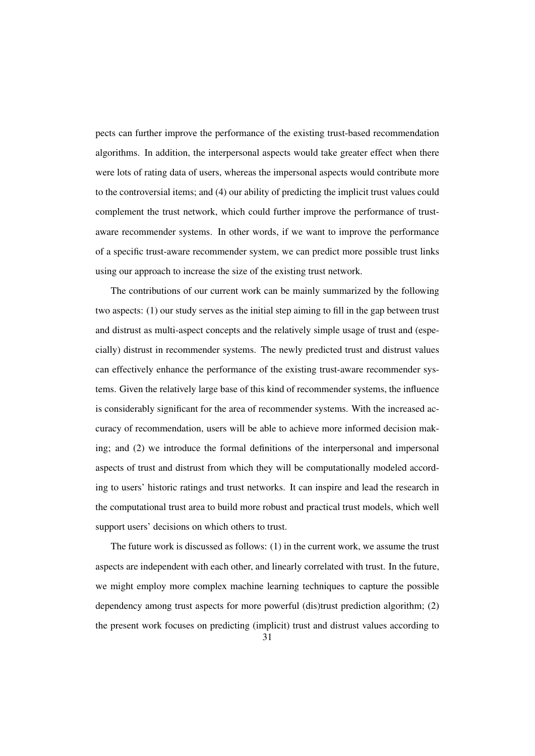pects can further improve the performance of the existing trust-based recommendation algorithms. In addition, the interpersonal aspects would take greater effect when there were lots of rating data of users, whereas the impersonal aspects would contribute more to the controversial items; and (4) our ability of predicting the implicit trust values could complement the trust network, which could further improve the performance of trust-aware recommender systems. In other words, if we want to improve the performance of a specific trust-aware recommender system, we can predict more possible trust links using our approach to increase the size of the existing trust network.

The contributions of our current work can be mainly summarized by the following two aspects: (1) our study serves as the initial step aiming to fill in the gap between trust and distrust as multi-aspect concepts and the relatively simple usage of trust and (especially) distrust in recommender systems. The newly predicted trust and distrust values can effectively enhance the performance of the existing trust-aware recommender systems. Given the relatively large base of this kind of recommender systems, the influence is considerably significant for the area of recommender systems. With the increased accuracy of recommendation, users will be able to achieve more informed decision making; and (2) we introduce the formal definitions of the interpersonal and impersonal aspects of trust and distrust from which they will be computationally modeled according to users' historic ratings and trust networks. It can inspire and lead the research in the computational trust area to build more robust and practical trust models, which well support users' decisions on which others to trust.

The future work is discussed as follows: (1) in the current work, we assume the trust aspects are independent with each other, and linearly correlated with trust. In the future, we might employ more complex machine learning techniques to capture the possible dependency among trust aspects for more powerful (dis)trust prediction algorithm; (2) the present work focuses on predicting (implicit) trust and distrust values according to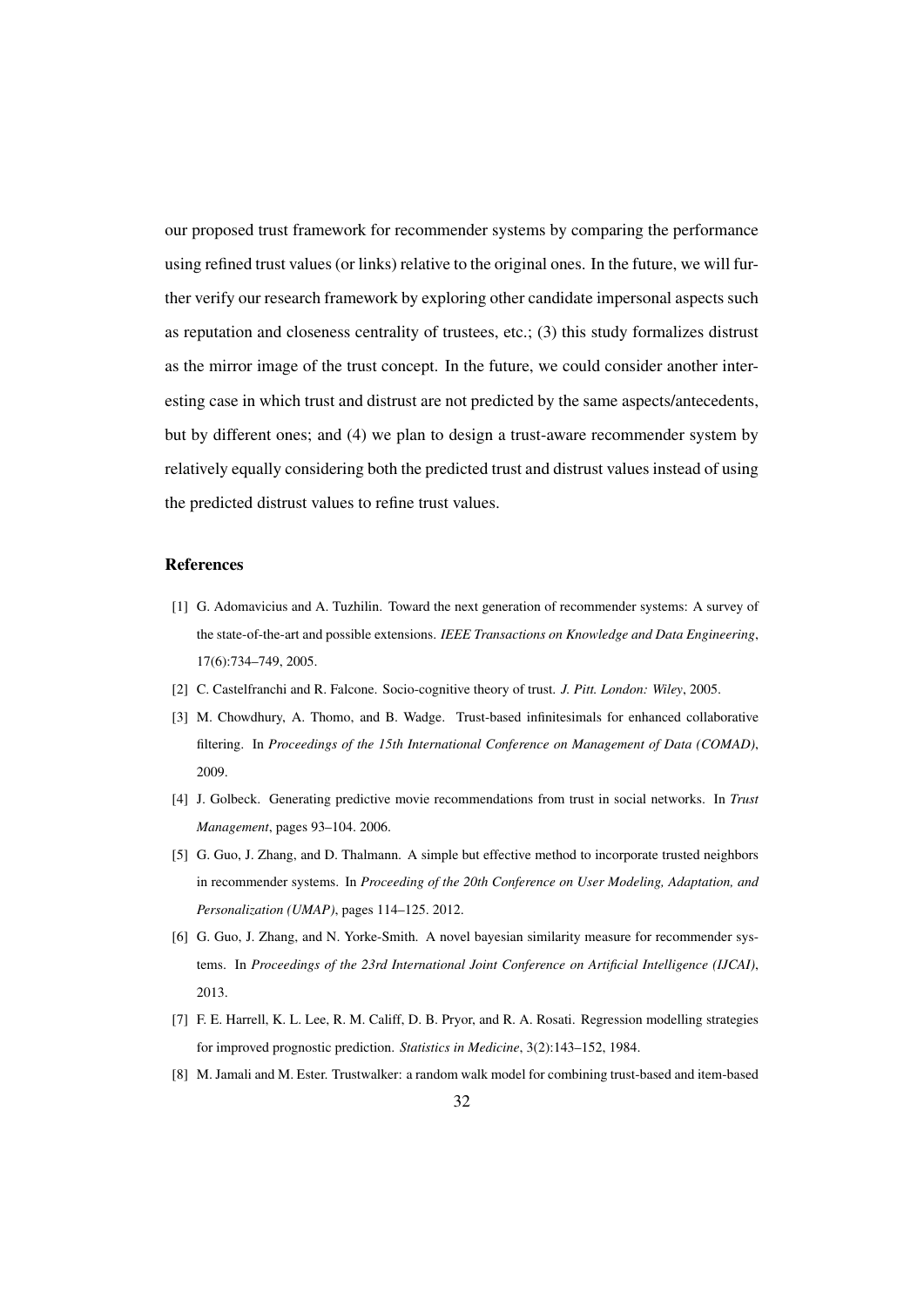our proposed trust framework for recommender systems by comparing the performance using refined trust values (or links) relative to the original ones. In the future, we will further verify our research framework by exploring other candidate impersonal aspects such as reputation and closeness centrality of trustees, etc.; (3) this study formalizes distrust as the mirror image of the trust concept. In the future, we could consider another interesting case in which trust and distrust are not predicted by the same aspects/antecedents, but by different ones; and (4) we plan to design a trust-aware recommender system by relatively equally considering both the predicted trust and distrust values instead of using the predicted distrust values to refine trust values.

## References

[1] G. Adomavicius and A. Tuzhilin. Toward the next generation of recommender systems: A survey of the state-of-the-art and possible extensions. *IEEE Transactions on Knowledge and Data Engineering*, 17(6):734–749, 2005.

[2] C. Castelfranchi and R. Falcone. Socio-cognitive theory of trust. *J. Pitt. London: Wiley*, 2005.

[3] M. Chowdhury, A. Thomo, and B. Wadge. Trust-based infinitesimals for enhanced collaborative filtering. In *Proceedings of the 15th International Conference on Management of Data (COMAD)*, 2009.

[4] J. Golbeck. Generating predictive movie recommendations from trust in social networks. In *Trust Management*, pages 93–104. 2006.

[5] G. Guo, J. Zhang, and D. Thalmann. A simple but effective method to incorporate trusted neighbors in recommender systems. In *Proceeding of the 20th Conference on User Modeling, Adaptation, and Personalization (UMAP)*, pages 114–125. 2012.

[6] G. Guo, J. Zhang, and N. Yorke-Smith. A novel bayesian similarity measure for recommender systems. In *Proceedings of the 23rd International Joint Conference on Artificial Intelligence (IJCAI)*, 2013.

[7] F. E. Harrell, K. L. Lee, R. M. Califf, D. B. Pryor, and R. A. Rosati. Regression modelling strategies for improved prognostic prediction. *Statistics in Medicine*, 3(2):143–152, 1984.

[8] M. Jamali and M. Ester. Trustwalker: a random walk model for combining trust-based and item-based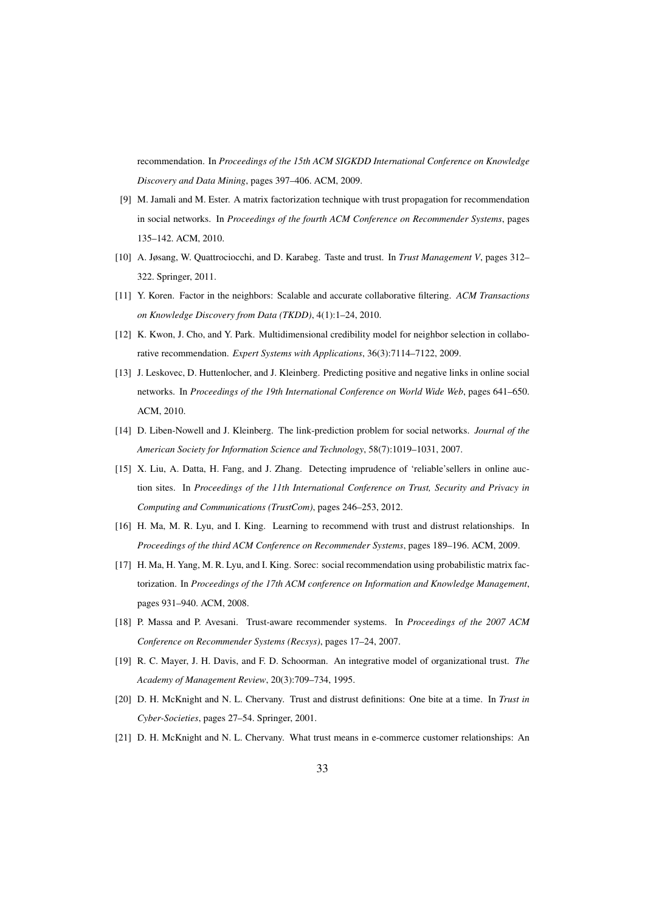recommendation. In *Proceedings of the 15th ACM SIGKDD International Conference on Knowledge Discovery and Data Mining*, pages 397–406. ACM, 2009.

[9] M. Jamali and M. Ester. A matrix factorization technique with trust propagation for recommendation in social networks. In *Proceedings of the fourth ACM Conference on Recommender Systems*, pages 135–142. ACM, 2010.

[10] A. Jøsang, W. Quattrociocchi, and D. Karabeg. Taste and trust. In *Trust Management V*, pages 312–322. Springer, 2011.

[11] Y. Koren. Factor in the neighbors: Scalable and accurate collaborative filtering. *ACM Transactions on Knowledge Discovery from Data (TKDD)*, 4(1):1–24, 2010.

[12] K. Kwon, J. Cho, and Y. Park. Multidimensional credibility model for neighbor selection in collaborative recommendation. *Expert Systems with Applications*, 36(3):7114–7122, 2009.

[13] J. Leskovec, D. Huttenlocher, and J. Kleinberg. Predicting positive and negative links in online social networks. In *Proceedings of the 19th International Conference on World Wide Web*, pages 641–650. ACM, 2010.

[14] D. Liben-Nowell and J. Kleinberg. The link-prediction problem for social networks. *Journal of the American Society for Information Science and Technology*, 58(7):1019–1031, 2007.

[15] X. Liu, A. Datta, H. Fang, and J. Zhang. Detecting imprudence of 'reliable'sellers in online auction sites. In *Proceedings of the 11th International Conference on Trust, Security and Privacy in Computing and Communications (TrustCom)*, pages 246–253, 2012.

[16] H. Ma, M. R. Lyu, and I. King. Learning to recommend with trust and distrust relationships. In *Proceedings of the third ACM Conference on Recommender Systems*, pages 189–196. ACM, 2009.

[17] H. Ma, H. Yang, M. R. Lyu, and I. King. Sorec: social recommendation using probabilistic matrix factorization. In *Proceedings of the 17th ACM conference on Information and Knowledge Management*, pages 931–940. ACM, 2008.

[18] P. Massa and P. Avesani. Trust-aware recommender systems. In *Proceedings of the 2007 ACM Conference on Recommender Systems (Recsys)*, pages 17–24, 2007.

[19] R. C. Mayer, J. H. Davis, and F. D. Schoorman. An integrative model of organizational trust. *The Academy of Management Review*, 20(3):709–734, 1995.

[20] D. H. McKnight and N. L. Chervany. Trust and distrust definitions: One bite at a time. In *Trust in Cyber-Societies*, pages 27–54. Springer, 2001.

[21] D. H. McKnight and N. L. Chervany. What trust means in e-commerce customer relationships: An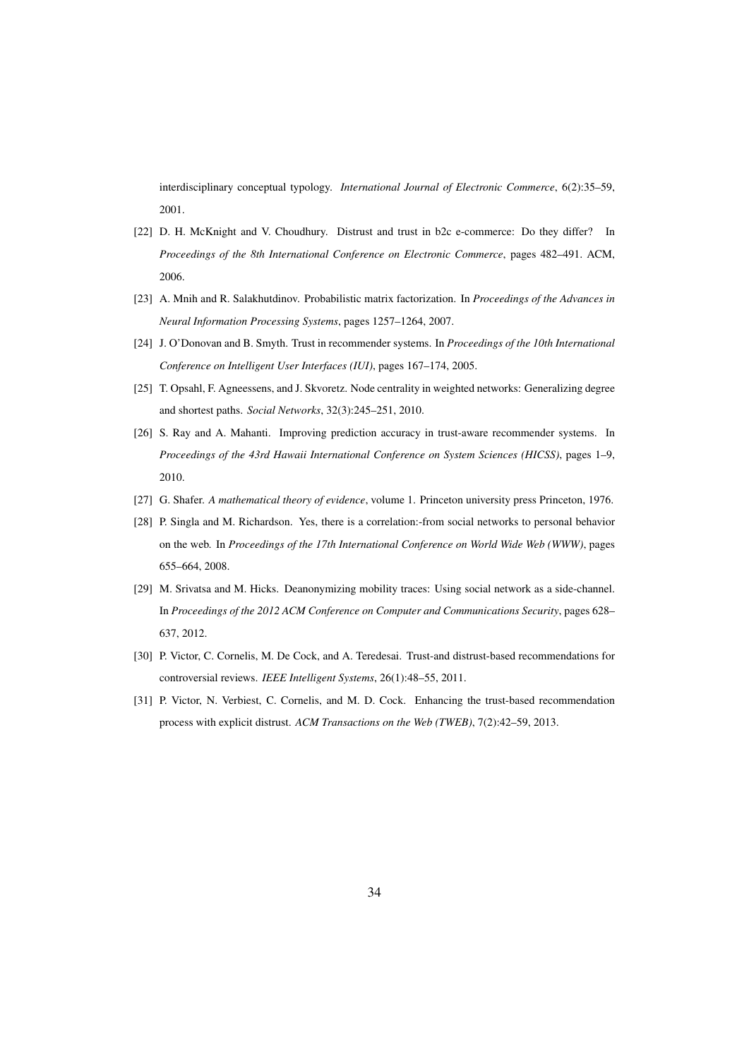interdisciplinary conceptual typology. *International Journal of Electronic Commerce*, 6(2):35–59, 2001.

[22] D. H. McKnight and V. Choudhury. Distrust and trust in b2c e-commerce: Do they differ? In *Proceedings of the 8th International Conference on Electronic Commerce*, pages 482–491. ACM, 2006.

[23] A. Mnih and R. Salakhutdinov. Probabilistic matrix factorization. In *Proceedings of the Advances in Neural Information Processing Systems*, pages 1257–1264, 2007.

[24] J. O'Donovan and B. Smyth. Trust in recommender systems. In *Proceedings of the 10th International Conference on Intelligent User Interfaces (IUI)*, pages 167–174, 2005.

[25] T. Opsahl, F. Agneessens, and J. Skvoretz. Node centrality in weighted networks: Generalizing degree and shortest paths. *Social Networks*, 32(3):245–251, 2010.

[26] S. Ray and A. Mahanti. Improving prediction accuracy in trust-aware recommender systems. In *Proceedings of the 43rd Hawaii International Conference on System Sciences (HICSS)*, pages 1–9, 2010.

[27] G. Shafer. *A mathematical theory of evidence*, volume 1. Princeton university press Princeton, 1976.

[28] P. Singla and M. Richardson. Yes, there is a correlation:-from social networks to personal behavior on the web. In *Proceedings of the 17th International Conference on World Wide Web (WWW)*, pages 655–664, 2008.

[29] M. Srivatsa and M. Hicks. Deanonymizing mobility traces: Using social network as a side-channel. In *Proceedings of the 2012 ACM Conference on Computer and Communications Security*, pages 628–637, 2012.

[30] P. Victor, C. Cornelis, M. De Cock, and A. Teredesai. Trust-and distrust-based recommendations for controversial reviews. *IEEE Intelligent Systems*, 26(1):48–55, 2011.

[31] P. Victor, N. Verbiest, C. Cornelis, and M. D. Cock. Enhancing the trust-based recommendation process with explicit distrust. *ACM Transactions on the Web (TWEB)*, 7(2):42–59, 2013.